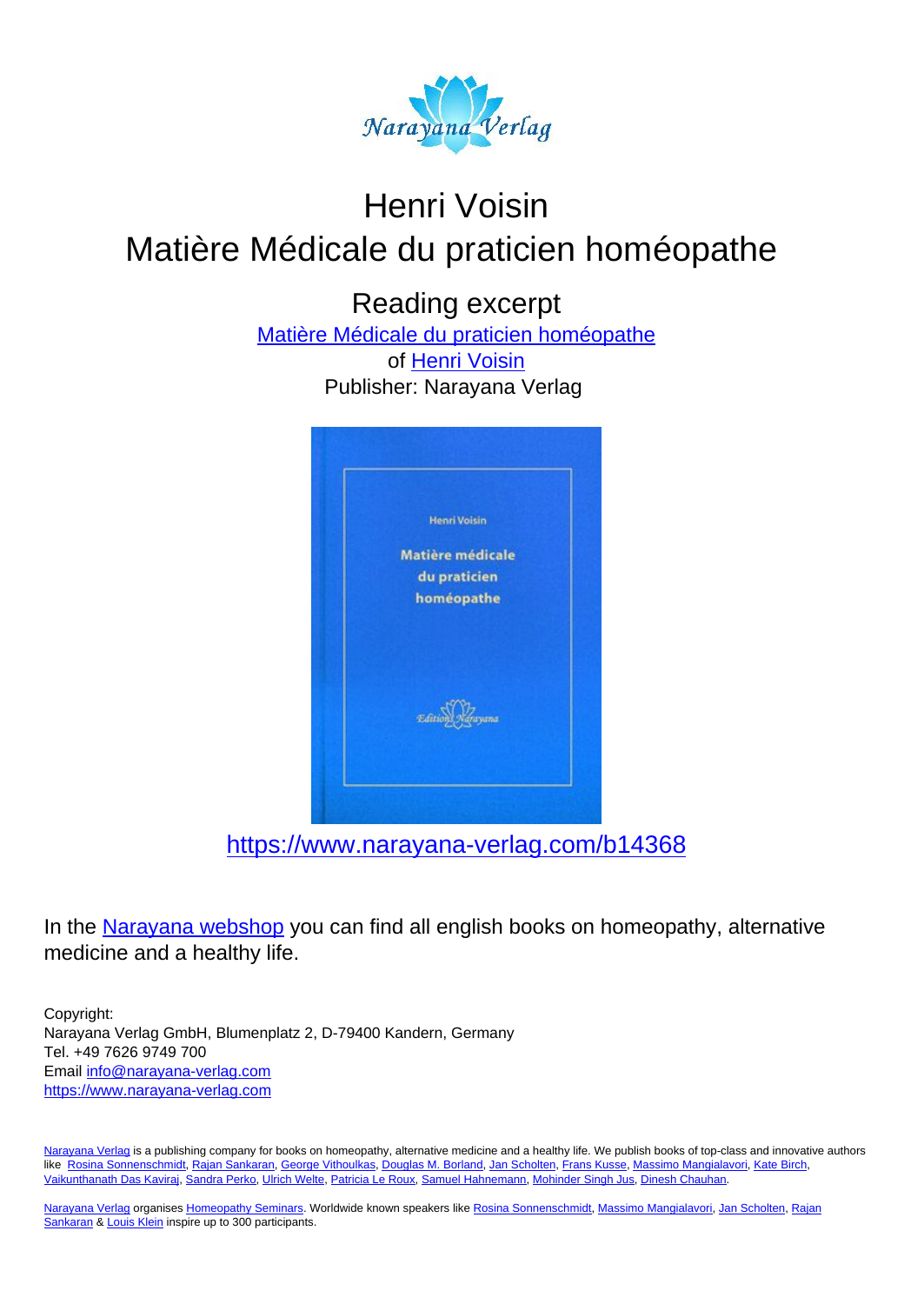# Henri Voisin

# Matière Médicale du praticien homéopathe

## Reading excerpt

[Matière Médicale du praticien homéopathe](https://www.narayana-verlag.com/b14368)

of [Henri Voisin](https://www.narayana-verlag.com)

Publisher: Narayana Verlag

https://www.narayana-verlag.com/b14368

In the [Narayana webshop](https://www.narayana-verlag.com) you can find all english books on homeopathy, alternative medicine and a healthy life.

Copyright:
Narayana Verlag GmbH, Blumenplatz 2, D-79400 Kandern, Germany
Tel. +49 7626 9749 700
Email info@narayana-verlag.com
https://www.narayana-verlag.com

Narayana Verlag is a publishing company for books on homeopathy, alternative medicine and a healthy life. We publish books of top-class and innovative authors like Rosina Sonnenschmidt, Rajan Sankaran, George Vithoulkas, Douglas M. Borland, Jan Scholten, Frans Kusse, Massimo Mangialavori, Kate Birch, Vaikunthanath Das Kaviraj, Sandra Perko, Ulrich Welte, Patricia Le Roux, Samuel Hahnemann, Mohinder Singh Jus, Dinesh Chauhan.

Narayana Verlag organises Homeopathy Seminars. Worldwide known speakers like Rosina Sonnenschmidt, Massimo Mangialavori, Jan Scholten, Rajan Sankaran & Louis Klein inspire up to 300 participants.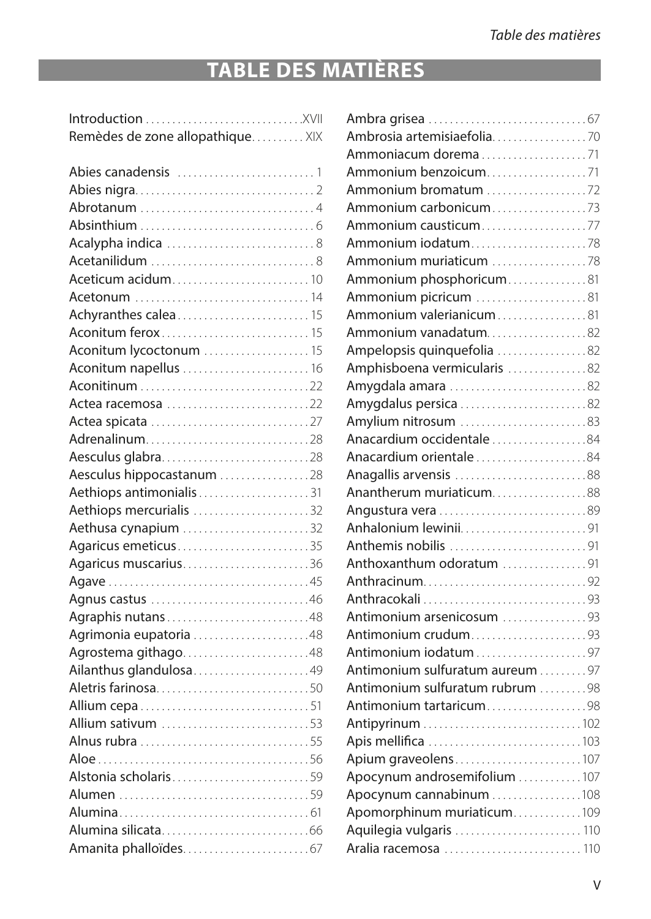# TABLE DES MATIÈRES

Introduction .............................XVII
Remèdes de zone allopathique.......... XIX

Abies canadensis .......................... 1
Abies nigra.................................. 2
Abrotanum .................................. 4
Absinthium .................................. 6
Acalypha indica ............................ 8
Acetanilidum ............................... 8
Aceticum acidum.......................... 10
Acetonum ................................. 14
Achyranthes calea......................... 15
Aconitum ferox ............................ 15
Aconitum lycoctonum .................... 15
Aconitum napellus ........................ 16
Aconitinum ................................ 22
Actea racemosa ........................... 22
Actea spicata .............................. 27
Adrenalinum................................ 28
Aesculus glabra............................ 28
Aesculus hippocastanum ................. 28
Aethiops antimonialis..................... 31
Aethiops mercurialis ...................... 32
Aethusa cynapium ........................ 32
Agaricus emeticus......................... 35
Agaricus muscarius........................ 36
Agave ...................................... 45
Agnus castus .............................. 46
Agraphis nutans........................... 48
Agrimonia eupatoria ...................... 48
Agrostema githago........................ 48
Ailanthus glandulosa...................... 49
Aletris farinosa............................. 50
Allium cepa ................................ 51
Allium sativum ............................ 53
Alnus rubra ................................ 55
Aloe ........................................ 56
Alstonia scholaris.......................... 59
Alumen .................................... 59
Alumina.................................... 61
Alumina silicata............................ 66
Amanita phalloïdes........................ 67
Ambra grisea .............................. 67
Ambrosia artemisiaefolia.................. 70
Ammoniacum dorema .................... 71
Ammonium benzoicum................... 71
Ammonium bromatum ................... 72
Ammonium carbonicum.................. 73
Ammonium causticum.................... 77
Ammonium iodatum...................... 78
Ammonium muriaticum .................. 78
Ammonium phosphoricum............... 81
Ammonium picricum ..................... 81
Ammonium valerianicum................. 81
Ammonium vanadatum................... 82
Ampelopsis quinquefolia ................. 82
Amphisboena vermicularis ............... 82
Amygdala amara .......................... 82
Amygdalus persica ........................ 82
Amylium nitrosum ........................ 83
Anacardium occidentale .................. 84
Anacardium orientale ..................... 84
Anagallis arvensis ......................... 88
Anantherum muriaticum.................. 88
Angustura vera ............................ 89
Anhalonium lewinii........................ 91
Anthemis nobilis .......................... 91
Anthoxanthum odoratum ................ 91
Anthracinum............................... 92
Anthracokali ............................... 93
Antimonium arsenicosum ................ 93
Antimonium crudum...................... 93
Antimonium iodatum ..................... 97
Antimonium sulfuratum aureum ......... 97
Antimonium sulfuratum rubrum ......... 98
Antimonium tartaricum................... 98
Antipyrinum ............................. 102
Apis mellifica ............................ 103
Apium graveolens........................ 107
Apocynum androsemifolium ............ 107
Apocynum cannabinum ................. 108
Apomorphinum muriaticum............. 109
Aquilegia vulgaris ........................ 110
Aralia racemosa .......................... 110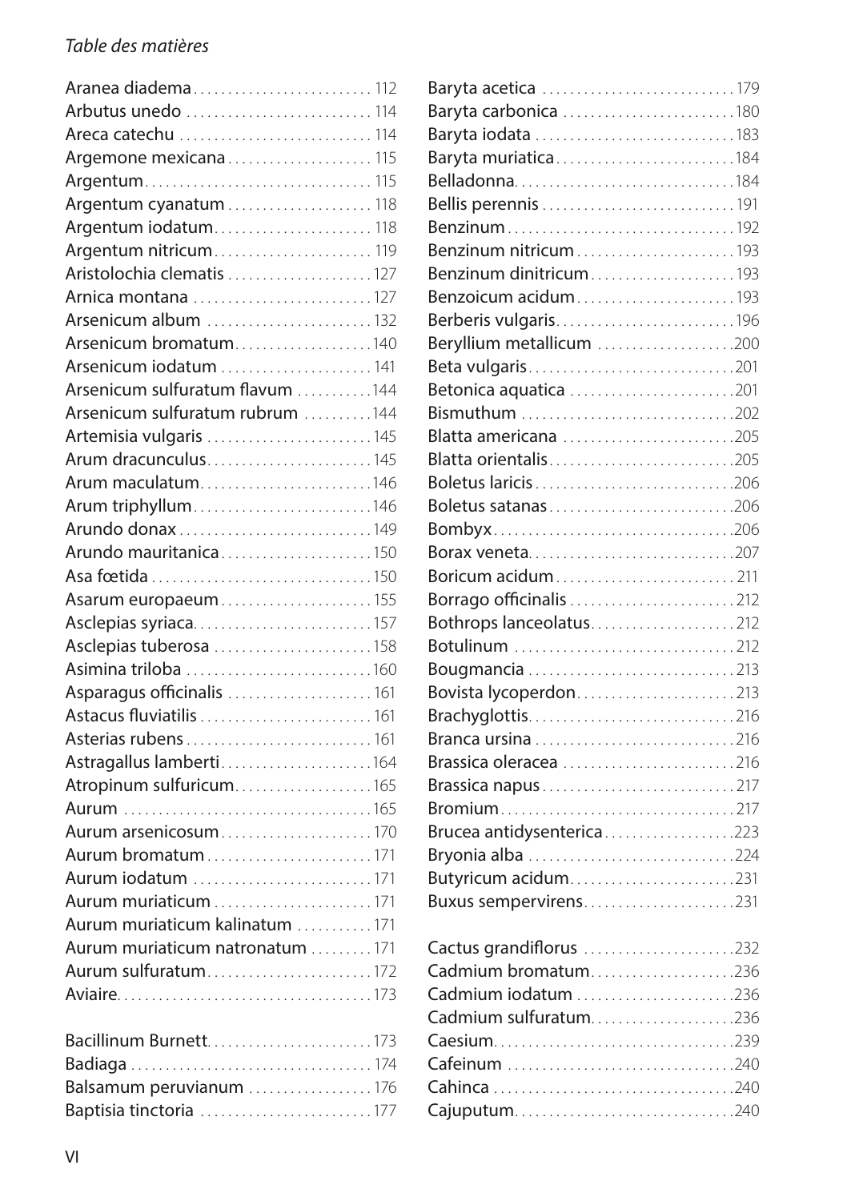*Table des matières*

Aranea diadema . . . . . . . . . . 112
Arbutus unedo . . . . . . . . . . 114
Areca catechu . . . . . . . . . . 114
Argemone mexicana . . . . . . . . . . 115
Argentum . . . . . . . . . . 115
Argentum cyanatum . . . . . . . . . . 118
Argentum iodatum . . . . . . . . . . 118
Argentum nitricum . . . . . . . . . . 119
Aristolochia clematis . . . . . . . . . . 127
Arnica montana . . . . . . . . . . 127
Arsenicum album . . . . . . . . . . 132
Arsenicum bromatum . . . . . . . . . . 140
Arsenicum iodatum . . . . . . . . . . 141
Arsenicum sulfuratum flavum . . . . . . . . . . 144
Arsenicum sulfuratum rubrum . . . . . . . . . . 144
Artemisia vulgaris . . . . . . . . . . 145
Arum dracunculus . . . . . . . . . . 145
Arum maculatum . . . . . . . . . . 146
Arum triphyllum . . . . . . . . . . 146
Arundo donax . . . . . . . . . . 149
Arundo mauritanica . . . . . . . . . . 150
Asa fœtida . . . . . . . . . . 150
Asarum europaeum . . . . . . . . . . 155
Asclepias syriaca . . . . . . . . . . 157
Asclepias tuberosa . . . . . . . . . . 158
Asimina triloba . . . . . . . . . . 160
Asparagus officinalis . . . . . . . . . . 161
Astacus fluviatilis . . . . . . . . . . 161
Asterias rubens . . . . . . . . . . 161
Astragallus lamberti . . . . . . . . . . 164
Atropinum sulfuricum . . . . . . . . . . 165
Aurum . . . . . . . . . . 165
Aurum arsenicosum . . . . . . . . . . 170
Aurum bromatum . . . . . . . . . . 171
Aurum iodatum . . . . . . . . . . 171
Aurum muriaticum . . . . . . . . . . 171
Aurum muriaticum kalinatum . . . . . . . . . . 171
Aurum muriaticum natronatum . . . . . . . . . . 171
Aurum sulfuratum . . . . . . . . . . 172
Aviaire . . . . . . . . . . 173

Bacillinum Burnett . . . . . . . . . . 173
Badiaga . . . . . . . . . . 174
Balsamum peruvianum . . . . . . . . . . 176
Baptisia tinctoria . . . . . . . . . . 177
Baryta acetica . . . . . . . . . . 179
Baryta carbonica . . . . . . . . . . 180
Baryta iodata . . . . . . . . . . 183
Baryta muriatica . . . . . . . . . . 184
Belladonna . . . . . . . . . . 184
Bellis perennis . . . . . . . . . . 191
Benzinum . . . . . . . . . . 192
Benzinum nitricum . . . . . . . . . . 193
Benzinum dinitricum . . . . . . . . . . 193
Benzoicum acidum . . . . . . . . . . 193
Berberis vulgaris . . . . . . . . . . 196
Beryllium metallicum . . . . . . . . . . 200
Beta vulgaris . . . . . . . . . . 201
Betonica aquatica . . . . . . . . . . 201
Bismuthum . . . . . . . . . . 202
Blatta americana . . . . . . . . . . 205
Blatta orientalis . . . . . . . . . . 205
Boletus laricis . . . . . . . . . . 206
Boletus satanas . . . . . . . . . . 206
Bombyx . . . . . . . . . . 206
Borax veneta . . . . . . . . . . 207
Boricum acidum . . . . . . . . . . 211
Borrago officinalis . . . . . . . . . . 212
Bothrops lanceolatus . . . . . . . . . . 212
Botulinum . . . . . . . . . . 212
Bougmancia . . . . . . . . . . 213
Bovista lycoperdon . . . . . . . . . . 213
Brachyglottis . . . . . . . . . . 216
Branca ursina . . . . . . . . . . 216
Brassica oleracea . . . . . . . . . . 216
Brassica napus . . . . . . . . . . 217
Bromium . . . . . . . . . . 217
Brucea antidysenterica . . . . . . . . . . 223
Bryonia alba . . . . . . . . . . 224
Butyricum acidum . . . . . . . . . . 231
Buxus sempervirens . . . . . . . . . . 231

Cactus grandiflorus . . . . . . . . . . 232
Cadmium bromatum . . . . . . . . . . 236
Cadmium iodatum . . . . . . . . . . 236
Cadmium sulfuratum . . . . . . . . . . 236
Caesium . . . . . . . . . . 239
Cafeinum . . . . . . . . . . 240
Cahinca . . . . . . . . . . 240
Cajuputum . . . . . . . . . . 240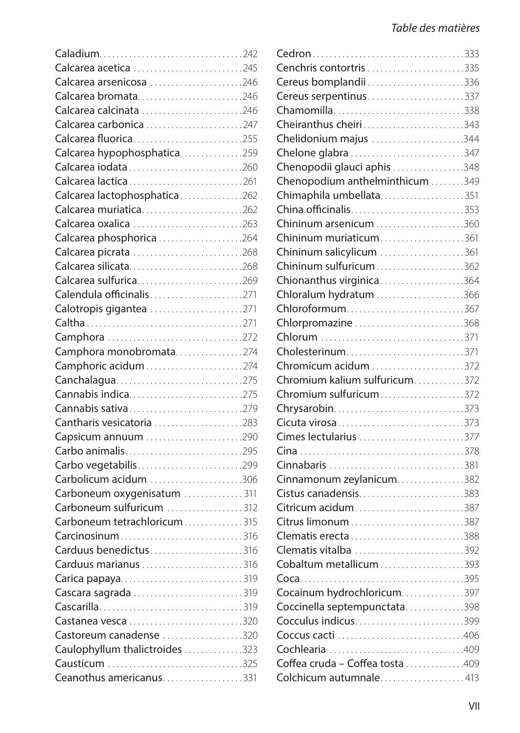Caladium . . . . . . . . . . . . . . . . . . . . . . . . . . . . . . . . . 242
Calcarea acetica . . . . . . . . . . . . . . . . . . . . . . . . . 245
Calcarea arsenicosa . . . . . . . . . . . . . . . . . . . . . 246
Calcarea bromata. . . . . . . . . . . . . . . . . . . . . . . . 246
Calcarea calcinata . . . . . . . . . . . . . . . . . . . . . . . 246
Calcarea carbonica . . . . . . . . . . . . . . . . . . . . . . 247
Calcarea fluorica. . . . . . . . . . . . . . . . . . . . . . . . . 255
Calcarea hypophosphatica. . . . . . . . . . . . . . . 259
Calcarea iodata . . . . . . . . . . . . . . . . . . . . . . . . . . 260
Calcarea lactica . . . . . . . . . . . . . . . . . . . . . . . . . . 261
Calcarea lactophosphatica . . . . . . . . . . . . . . . 262
Calcarea muriatica. . . . . . . . . . . . . . . . . . . . . . . 262
Calcarea oxalica . . . . . . . . . . . . . . . . . . . . . . . . . 263
Calcarea phosphorica . . . . . . . . . . . . . . . . . . . . 264
Calcarea picrata . . . . . . . . . . . . . . . . . . . . . . . . . 268
Calcarea silicata. . . . . . . . . . . . . . . . . . . . . . . . . . 268
Calcarea sulfurica. . . . . . . . . . . . . . . . . . . . . . . . 269
Calendula officinalis . . . . . . . . . . . . . . . . . . . . . 271
Calotropis gigantea . . . . . . . . . . . . . . . . . . . . . . 271
Caltha . . . . . . . . . . . . . . . . . . . . . . . . . . . . . . . . . . . 271
Camphora . . . . . . . . . . . . . . . . . . . . . . . . . . . . . . . 272
Camphora monobromata. . . . . . . . . . . . . . . . 274
Camphoric acidum . . . . . . . . . . . . . . . . . . . . . . . 274
Canchalagua. . . . . . . . . . . . . . . . . . . . . . . . . . . . . 275
Cannabis indica. . . . . . . . . . . . . . . . . . . . . . . . . . 275
Cannabis sativa . . . . . . . . . . . . . . . . . . . . . . . . . . 279
Cantharis vesicatoria . . . . . . . . . . . . . . . . . . . . 283
Capsicum annuum . . . . . . . . . . . . . . . . . . . . . . . 290
Carbo animalis. . . . . . . . . . . . . . . . . . . . . . . . . . . 295
Carbo vegetabilis. . . . . . . . . . . . . . . . . . . . . . . . . 299
Carbolicum acidum . . . . . . . . . . . . . . . . . . . . . . 306
Carboneum oxygenisatum . . . . . . . . . . . . . . 311
Carboneum sulfuricum . . . . . . . . . . . . . . . . . . 312
Carboneum tetrachloricum . . . . . . . . . . . . . . 315
Carcinosinum . . . . . . . . . . . . . . . . . . . . . . . . . . . . 316
Carduus benedictus . . . . . . . . . . . . . . . . . . . . . . 316
Carduus marianus . . . . . . . . . . . . . . . . . . . . . . . 316
Carica papaya. . . . . . . . . . . . . . . . . . . . . . . . . . . . 319
Cascara sagrada . . . . . . . . . . . . . . . . . . . . . . . . . 319
Cascarilla. . . . . . . . . . . . . . . . . . . . . . . . . . . . . . . . . 319
Castanea vesca . . . . . . . . . . . . . . . . . . . . . . . . . . 320
Castoreum canadense . . . . . . . . . . . . . . . . . . . 320
Caulophyllum thalictroides . . . . . . . . . . . . . . 323
Causticum . . . . . . . . . . . . . . . . . . . . . . . . . . . . . . . 325
Ceanothus americanus. . . . . . . . . . . . . . . . . . . 331
Cedron . . . . . . . . . . . . . . . . . . . . . . . . . . . . . . . . . . . 333
Cenchris contortris . . . . . . . . . . . . . . . . . . . . . . . 335
Cereus bomplandii . . . . . . . . . . . . . . . . . . . . . . . 336
Cereus serpentinus . . . . . . . . . . . . . . . . . . . . . . . 337
Chamomilla. . . . . . . . . . . . . . . . . . . . . . . . . . . . . . 338
Cheiranthus cheiri . . . . . . . . . . . . . . . . . . . . . . . 343
Chelidonium majus . . . . . . . . . . . . . . . . . . . . . 344
Chelone glabra . . . . . . . . . . . . . . . . . . . . . . . . . . 347
Chenopodii glauci aphis . . . . . . . . . . . . . . . . 348
Chenopodium anthelminthicum . . . . . . . . 349
Chimaphila umbellata. . . . . . . . . . . . . . . . . . . . 351
China officinalis. . . . . . . . . . . . . . . . . . . . . . . . . . . 353
Chininum arsenicum . . . . . . . . . . . . . . . . . . . . . 360
Chininum muriaticum. . . . . . . . . . . . . . . . . . . . 361
Chininum salicylicum . . . . . . . . . . . . . . . . . . . . 361
Chininum sulfuricum . . . . . . . . . . . . . . . . . . . . . 362
Chionanthus virginica . . . . . . . . . . . . . . . . . . . . 364
Chloralum hydratum . . . . . . . . . . . . . . . . . . . . . 366
Chloroformum. . . . . . . . . . . . . . . . . . . . . . . . . . . . 367
Chlorpromazine . . . . . . . . . . . . . . . . . . . . . . . . . . 368
Chlorum . . . . . . . . . . . . . . . . . . . . . . . . . . . . . . . . . 371
Cholesterinum. . . . . . . . . . . . . . . . . . . . . . . . . . . . 371
Chromicum acidum . . . . . . . . . . . . . . . . . . . . . . 372
Chromium kalium sulfuricum. . . . . . . . . . . . 372
Chromium sulfuricum . . . . . . . . . . . . . . . . . . . . 372
Chrysarobin. . . . . . . . . . . . . . . . . . . . . . . . . . . . . . 373
Cicuta virosa . . . . . . . . . . . . . . . . . . . . . . . . . . . . . 373
Cimes lectularius . . . . . . . . . . . . . . . . . . . . . . . . . 377
Cina . . . . . . . . . . . . . . . . . . . . . . . . . . . . . . . . . . . . . . 378
Cinnabaris . . . . . . . . . . . . . . . . . . . . . . . . . . . . . . . 381
Cinnamonum zeylanicum. . . . . . . . . . . . . . . . 382
Cistus canadensis. . . . . . . . . . . . . . . . . . . . . . . . . 383
Citricum acidum. . . . . . . . . . . . . . . . . . . . . . . . . . 387
Citrus limonum . . . . . . . . . . . . . . . . . . . . . . . . . . 387
Clematis erecta . . . . . . . . . . . . . . . . . . . . . . . . . . 388
Clematis vitalba . . . . . . . . . . . . . . . . . . . . . . . . . 392
Cobaltum metallicum . . . . . . . . . . . . . . . . . . . . 393
Coca. . . . . . . . . . . . . . . . . . . . . . . . . . . . . . . . . . . . . . 395
Cocainum hydrochloricum. . . . . . . . . . . . . . . 397
Coccinella septempunctata. . . . . . . . . . . . . . 398
Cocculus indicus. . . . . . . . . . . . . . . . . . . . . . . . . . 399
Coccus cacti . . . . . . . . . . . . . . . . . . . . . . . . . . . . . 406
Cochlearia . . . . . . . . . . . . . . . . . . . . . . . . . . . . . . . 409
Coffea cruda – Coffea tosta . . . . . . . . . . . . . 409
Colchicum autumnale. . . . . . . . . . . . . . . . . . . . 413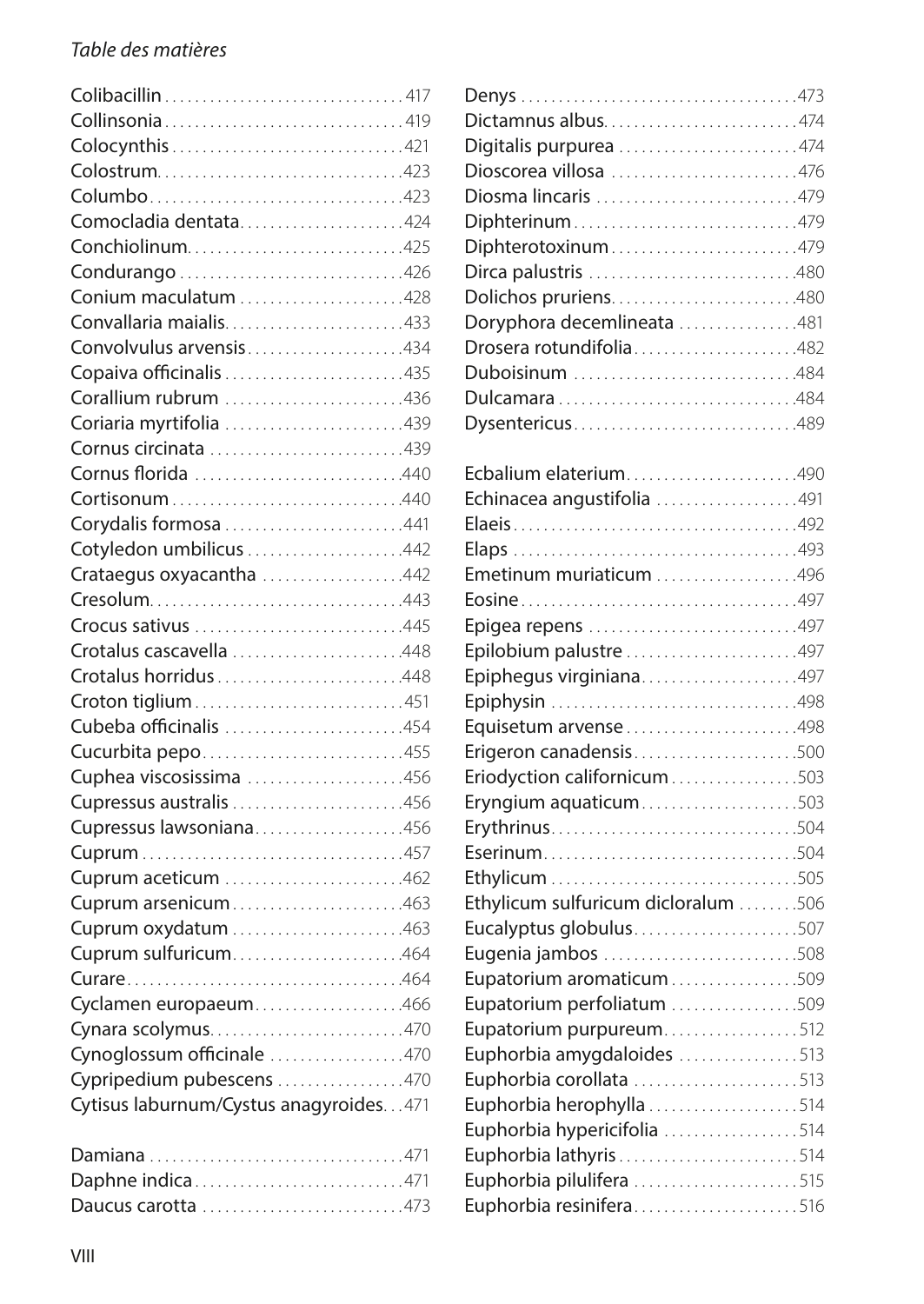Colibacillin . . . . . . . . . . . . . . . . . . . . . . . . . . . . . . . .417
Collinsonia . . . . . . . . . . . . . . . . . . . . . . . . . . . . . . . .419
Colocynthis . . . . . . . . . . . . . . . . . . . . . . . . . . . . . . .421
Colostrum. . . . . . . . . . . . . . . . . . . . . . . . . . . . . . . . .423
Columbo . . . . . . . . . . . . . . . . . . . . . . . . . . . . . . . . .423
Comocladia dentata. . . . . . . . . . . . . . . . . . . . . .424
Conchiolinum. . . . . . . . . . . . . . . . . . . . . . . . . . . . .425
Condurango . . . . . . . . . . . . . . . . . . . . . . . . . . . . .426
Conium maculatum . . . . . . . . . . . . . . . . . . . . . .428
Convallaria maialis. . . . . . . . . . . . . . . . . . . . . . . .433
Convolvulus arvensis . . . . . . . . . . . . . . . . . . . . .434
Copaiva officinalis . . . . . . . . . . . . . . . . . . . . . . . .435
Corallium rubrum . . . . . . . . . . . . . . . . . . . . . . . .436
Coriaria myrtifolia . . . . . . . . . . . . . . . . . . . . . . . .439
Cornus circinata . . . . . . . . . . . . . . . . . . . . . . . . . .439
Cornus florida . . . . . . . . . . . . . . . . . . . . . . . . . . .440
Cortisonum . . . . . . . . . . . . . . . . . . . . . . . . . . . . . .440
Corydalis formosa . . . . . . . . . . . . . . . . . . . . . . . .441
Cotyledon umbilicus . . . . . . . . . . . . . . . . . . . . .442
Crataegus oxyacantha . . . . . . . . . . . . . . . . . . .442
Cresolum. . . . . . . . . . . . . . . . . . . . . . . . . . . . . . . . .443
Crocus sativus . . . . . . . . . . . . . . . . . . . . . . . . . . .445
Crotalus cascavella . . . . . . . . . . . . . . . . . . . . . . .448
Crotalus horridus . . . . . . . . . . . . . . . . . . . . . . . . .448
Croton tiglium . . . . . . . . . . . . . . . . . . . . . . . . . . . .451
Cubeba officinalis . . . . . . . . . . . . . . . . . . . . . . . .454
Cucurbita pepo. . . . . . . . . . . . . . . . . . . . . . . . . . .455
Cuphea viscosissima . . . . . . . . . . . . . . . . . . . . .456
Cupressus australis . . . . . . . . . . . . . . . . . . . . . . .456
Cupressus lawsoniana. . . . . . . . . . . . . . . . . . . .456
Cuprum . . . . . . . . . . . . . . . . . . . . . . . . . . . . . . . . . .457
Cuprum aceticum . . . . . . . . . . . . . . . . . . . . . . . .462
Cuprum arsenicum . . . . . . . . . . . . . . . . . . . . . . .463
Cuprum oxydatum . . . . . . . . . . . . . . . . . . . . . . .463
Cuprum sulfuricum. . . . . . . . . . . . . . . . . . . . . . .464
Curare. . . . . . . . . . . . . . . . . . . . . . . . . . . . . . . . . . . .464
Cyclamen europaeum. . . . . . . . . . . . . . . . . . . .466
Cynara scolymus. . . . . . . . . . . . . . . . . . . . . . . . . .470
Cynoglossum officinale . . . . . . . . . . . . . . . . . .470
Cypripedium pubescens . . . . . . . . . . . . . . . . .470
Cytisus laburnum/Cystus anagyroides. . .471

Damiana . . . . . . . . . . . . . . . . . . . . . . . . . . . . . . . . .471
Daphne indica . . . . . . . . . . . . . . . . . . . . . . . . . . .471
Daucus carotta . . . . . . . . . . . . . . . . . . . . . . . . . .473
Denys . . . . . . . . . . . . . . . . . . . . . . . . . . . . . . . . . . .473
Dictamnus albus. . . . . . . . . . . . . . . . . . . . . . . . . .474
Digitalis purpurea . . . . . . . . . . . . . . . . . . . . . . . .474
Dioscorea villosa . . . . . . . . . . . . . . . . . . . . . . . . .476
Diosma lincaris . . . . . . . . . . . . . . . . . . . . . . . . . .479
Diphterinum . . . . . . . . . . . . . . . . . . . . . . . . . . . . .479
Diphterotoxinum . . . . . . . . . . . . . . . . . . . . . . . . .479
Dirca palustris . . . . . . . . . . . . . . . . . . . . . . . . . . .480
Dolichos pruriens. . . . . . . . . . . . . . . . . . . . . . . . .480
Doryphora decemlineata . . . . . . . . . . . . . . . .481
Drosera rotundifolia . . . . . . . . . . . . . . . . . . . . . .482
Duboisinum . . . . . . . . . . . . . . . . . . . . . . . . . . . . .484
Dulcamara . . . . . . . . . . . . . . . . . . . . . . . . . . . . . . .484
Dysentericus . . . . . . . . . . . . . . . . . . . . . . . . . . . . .489

Ecbalium elaterium. . . . . . . . . . . . . . . . . . . . . . .490
Echinacea angustifolia . . . . . . . . . . . . . . . . . . .491
Elaeis . . . . . . . . . . . . . . . . . . . . . . . . . . . . . . . . . . . .492
Elaps . . . . . . . . . . . . . . . . . . . . . . . . . . . . . . . . . . . .493
Emetinum muriaticum . . . . . . . . . . . . . . . . . . .496
Eosine . . . . . . . . . . . . . . . . . . . . . . . . . . . . . . . . . . .497
Epigea repens . . . . . . . . . . . . . . . . . . . . . . . . . . .497
Epilobium palustre . . . . . . . . . . . . . . . . . . . . . . .497
Epiphegus virginiana. . . . . . . . . . . . . . . . . . . . .497
Epiphysin . . . . . . . . . . . . . . . . . . . . . . . . . . . . . . . .498
Equisetum arvense . . . . . . . . . . . . . . . . . . . . . . .498
Erigeron canadensis. . . . . . . . . . . . . . . . . . . . . .500
Eriodyction californicum . . . . . . . . . . . . . . . . .503
Eryngium aquaticum . . . . . . . . . . . . . . . . . . . . .503
Erythrinus. . . . . . . . . . . . . . . . . . . . . . . . . . . . . . . .504
Eserinum. . . . . . . . . . . . . . . . . . . . . . . . . . . . . . . . .504
Ethylicum . . . . . . . . . . . . . . . . . . . . . . . . . . . . . . . .505
Ethylicum sulfuricum dicloralum . . . . . . . .506
Eucalyptus globulus. . . . . . . . . . . . . . . . . . . . . .507
Eugenia jambos . . . . . . . . . . . . . . . . . . . . . . . . .508
Eupatorium aromaticum . . . . . . . . . . . . . . . . .509
Eupatorium perfoliatum . . . . . . . . . . . . . . . . .509
Eupatorium purpureum. . . . . . . . . . . . . . . . . .512
Euphorbia amygdaloides . . . . . . . . . . . . . . . .513
Euphorbia corollata . . . . . . . . . . . . . . . . . . . . . .513
Euphorbia herophylla . . . . . . . . . . . . . . . . . . . .514
Euphorbia hypericifolia . . . . . . . . . . . . . . . . . .514
Euphorbia lathyris . . . . . . . . . . . . . . . . . . . . . . . .514
Euphorbia pilulifera . . . . . . . . . . . . . . . . . . . . . .515
Euphorbia resinifera. . . . . . . . . . . . . . . . . . . . . .516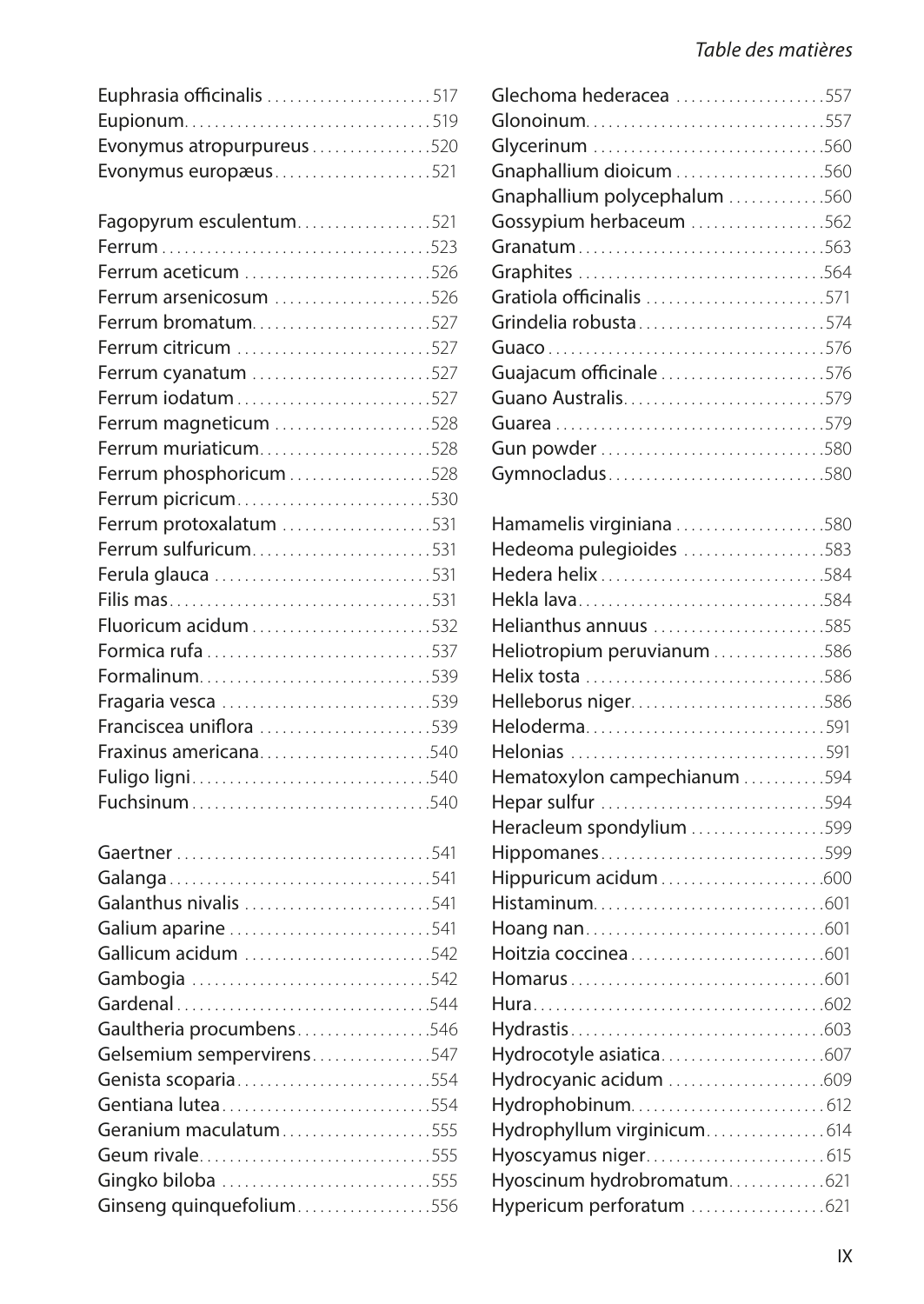Euphrasia officinalis ..................... 517
Eupionum .................................. 519
Evonymus atropurpureus ................ 520
Evonymus europæus ...................... 521

Fagopyrum esculentum .................. 521
Ferrum ..................................... 523
Ferrum aceticum .......................... 526
Ferrum arsenicosum ..................... 526
Ferrum bromatum ......................... 527
Ferrum citricum ........................... 527
Ferrum cyanatum ......................... 527
Ferrum iodatum ........................... 527
Ferrum magneticum ...................... 528
Ferrum muriaticum ....................... 528
Ferrum phosphoricum ................... 528
Ferrum picricum ........................... 530
Ferrum protoxalatum .................... 531
Ferrum sulfuricum ........................ 531
Ferula glauca .............................. 531
Filis mas .................................... 531
Fluoricum acidum ........................ 532
Formica rufa ............................... 537
Formalinum ................................. 539
Fragaria vesca ............................ 539
Franciscea uniflora ....................... 539
Fraxinus americana ...................... 540
Fuligo ligni ................................. 540
Fuchsinum .................................. 540

Gaertner .................................... 541
Galanga ..................................... 541
Galanthus nivalis ......................... 541
Galium aparine ............................ 541
Gallicum acidum .......................... 542
Gambogia ................................... 542
Gardenal .................................... 544
Gaultheria procumbens ................. 546
Gelsemium sempervirens ............... 547
Genista scoparia .......................... 554
Gentiana lutea ............................. 554
Geranium maculatum .................... 555
Geum rivale ................................ 555
Gingko biloba ............................. 555
Ginseng quinquefolium ................. 556
Glechoma hederacea .................... 557
Glonoinum .................................. 557
Glycerinum ................................. 560
Gnaphallium dioicum .................... 560
Gnaphallium polycephalum ............ 560
Gossypium herbaceum .................. 562
Granatum ................................... 563
Graphites ................................... 564
Gratiola officinalis ........................ 571
Grindelia robusta ......................... 574
Guaco ....................................... 576
Guajacum officinale ...................... 576
Guano Australis ........................... 579
Guarea ...................................... 579
Gun powder ................................ 580
Gymnocladus .............................. 580

Hamamelis virginiana .................... 580
Hedeoma pulegioides ................... 583
Hedera helix ............................... 584
Hekla lava .................................. 584
Helianthus annuus ....................... 585
Heliotropium peruvianum ............... 586
Helix tosta .................................. 586
Helleborus niger .......................... 586
Heloderma .................................. 591
Helonias .................................... 591
Hematoxylon campechianum .......... 594
Hepar sulfur ............................... 594
Heracleum spondylium .................. 599
Hippomanes ................................ 599
Hippuricum acidum ...................... 600
Histaminum ................................. 601
Hoang nan .................................. 601
Hoitzia coccinea .......................... 601
Homarus .................................... 601
Hura ......................................... 602
Hydrastis .................................... 603
Hydrocotyle asiatica ..................... 607
Hydrocyanic acidum ..................... 609
Hydrophobinum ........................... 612
Hydrophyllum virginicum ............... 614
Hyoscyamus niger ........................ 615
Hyoscinum hydrobromatum ............ 621
Hypericum perforatum .................. 621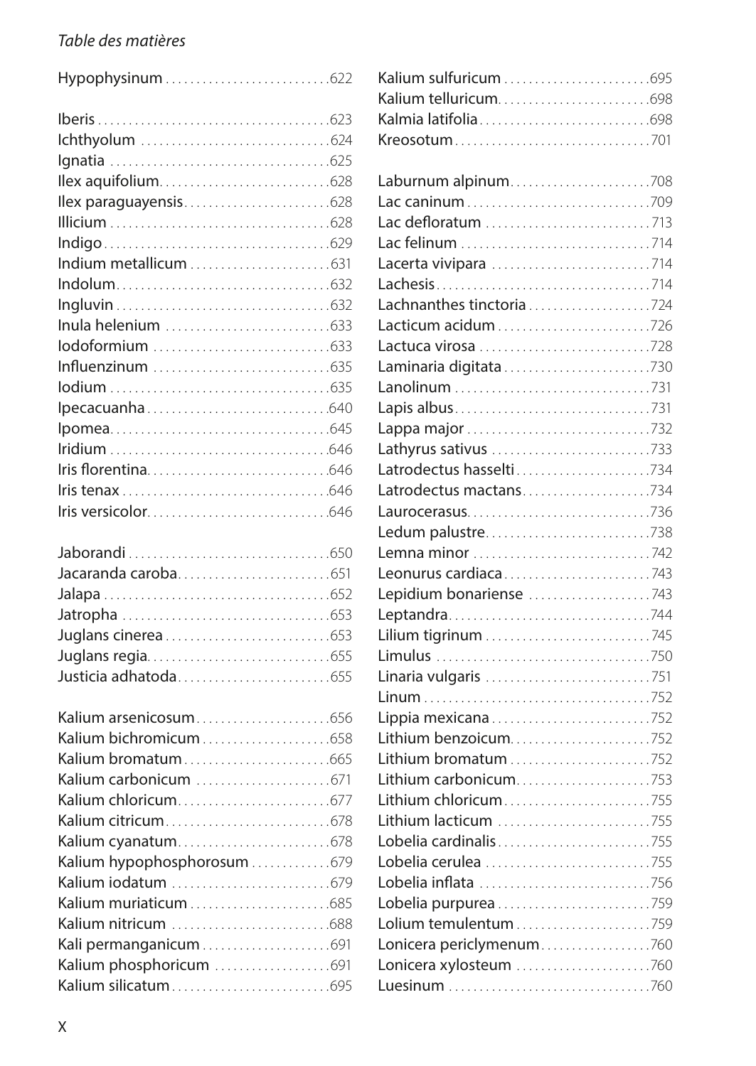*Table des matières*

Hypophysinum ..... 622

Iberis ..... 623
Ichthyolum ..... 624
Ignatia ..... 625
Ilex aquifolium ..... 628
Ilex paraguayensis ..... 628
Illicium ..... 628
Indigo ..... 629
Indium metallicum ..... 631
Indolum ..... 632
Ingluvin ..... 632
Inula helenium ..... 633
Iodoformium ..... 633
Influenzinum ..... 635
Iodium ..... 635
Ipecacuanha ..... 640
Ipomea ..... 645
Iridium ..... 646
Iris florentina ..... 646
Iris tenax ..... 646
Iris versicolor ..... 646

Jaborandi ..... 650
Jacaranda caroba ..... 651
Jalapa ..... 652
Jatropha ..... 653
Juglans cinerea ..... 653
Juglans regia ..... 655
Justicia adhatoda ..... 655

Kalium arsenicosum ..... 656
Kalium bichromicum ..... 658
Kalium bromatum ..... 665
Kalium carbonicum ..... 671
Kalium chloricum ..... 677
Kalium citricum ..... 678
Kalium cyanatum ..... 678
Kalium hypophosphorosum ..... 679
Kalium iodatum ..... 679
Kalium muriaticum ..... 685
Kalium nitricum ..... 688
Kali permanganicum ..... 691
Kalium phosphoricum ..... 691
Kalium silicatum ..... 695
Kalium sulfuricum ..... 695
Kalium telluricum ..... 698
Kalmia latifolia ..... 698
Kreosotum ..... 701

Laburnum alpinum ..... 708
Lac caninum ..... 709
Lac defloratum ..... 713
Lac felinum ..... 714
Lacerta vivipara ..... 714
Lachesis ..... 714
Lachnanthes tinctoria ..... 724
Lacticum acidum ..... 726
Lactuca virosa ..... 728
Laminaria digitata ..... 730
Lanolinum ..... 731
Lapis albus ..... 731
Lappa major ..... 732
Lathyrus sativus ..... 733
Latrodectus hasselti ..... 734
Latrodectus mactans ..... 734
Laurocerasus ..... 736
Ledum palustre ..... 738
Lemna minor ..... 742
Leonurus cardiaca ..... 743
Lepidium bonariense ..... 743
Leptandra ..... 744
Lilium tigrinum ..... 745
Limulus ..... 750
Linaria vulgaris ..... 751
Linum ..... 752
Lippia mexicana ..... 752
Lithium benzoicum ..... 752
Lithium bromatum ..... 752
Lithium carbonicum ..... 753
Lithium chloricum ..... 755
Lithium lacticum ..... 755
Lobelia cardinalis ..... 755
Lobelia cerulea ..... 755
Lobelia inflata ..... 756
Lobelia purpurea ..... 759
Lolium temulentum ..... 759
Lonicera periclymenum ..... 760
Lonicera xylosteum ..... 760
Luesinum ..... 760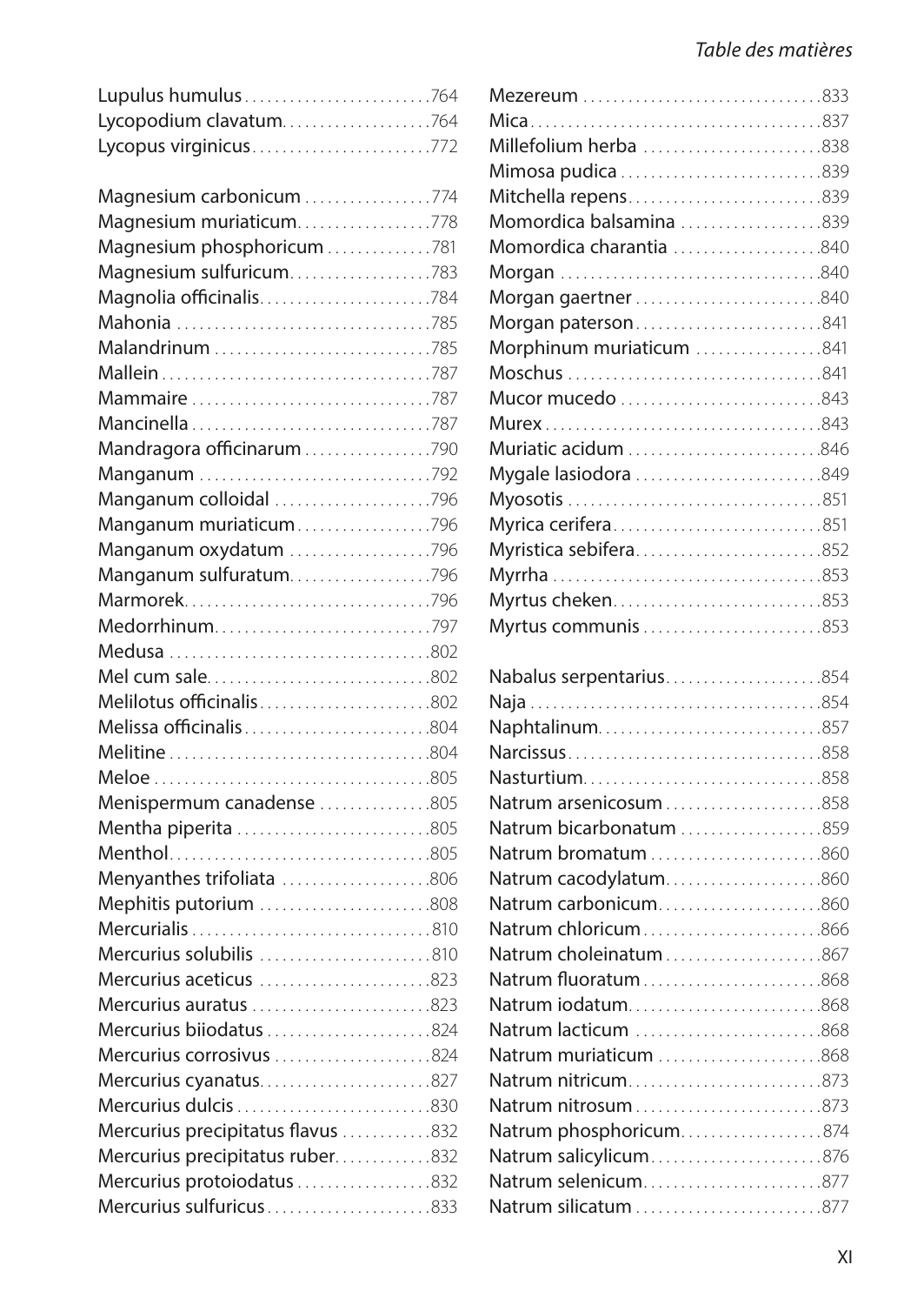Lupulus humulus . . . . . . . . . . . . . . . . . . . . . . . . 764
Lycopodium clavatum. . . . . . . . . . . . . . . . . . . 764
Lycopus virginicus . . . . . . . . . . . . . . . . . . . . . . . 772

Magnesium carbonicum . . . . . . . . . . . . . . . . 774
Magnesium muriaticum. . . . . . . . . . . . . . . . . 778
Magnesium phosphoricum . . . . . . . . . . . . . 781
Magnesium sulfuricum. . . . . . . . . . . . . . . . . . 783
Magnolia officinalis. . . . . . . . . . . . . . . . . . . . . . 784
Mahonia . . . . . . . . . . . . . . . . . . . . . . . . . . . . . . . . . 785
Malandrinum . . . . . . . . . . . . . . . . . . . . . . . . . . . . 785
Mallein . . . . . . . . . . . . . . . . . . . . . . . . . . . . . . . . . . . 787
Mammaire . . . . . . . . . . . . . . . . . . . . . . . . . . . . . . . 787
Mancinella . . . . . . . . . . . . . . . . . . . . . . . . . . . . . . . 787
Mandragora officinarum . . . . . . . . . . . . . . . . 790
Manganum . . . . . . . . . . . . . . . . . . . . . . . . . . . . . . 792
Manganum colloidal . . . . . . . . . . . . . . . . . . . . 796
Manganum muriaticum . . . . . . . . . . . . . . . . . 796
Manganum oxydatum . . . . . . . . . . . . . . . . . . 796
Manganum sulfuratum. . . . . . . . . . . . . . . . . . 796
Marmorek. . . . . . . . . . . . . . . . . . . . . . . . . . . . . . . . 796
Medorrhinum. . . . . . . . . . . . . . . . . . . . . . . . . . . . 797
Medusa . . . . . . . . . . . . . . . . . . . . . . . . . . . . . . . . . . 802
Mel cum sale. . . . . . . . . . . . . . . . . . . . . . . . . . . . . 802
Melilotus officinalis . . . . . . . . . . . . . . . . . . . . . . 802
Melissa officinalis . . . . . . . . . . . . . . . . . . . . . . . . 804
Melitine . . . . . . . . . . . . . . . . . . . . . . . . . . . . . . . . . . 804
Meloe . . . . . . . . . . . . . . . . . . . . . . . . . . . . . . . . . . . . 805
Menispermum canadense . . . . . . . . . . . . . . 805
Mentha piperita . . . . . . . . . . . . . . . . . . . . . . . . . 805
Menthol. . . . . . . . . . . . . . . . . . . . . . . . . . . . . . . . . . 805
Menyanthes trifoliata . . . . . . . . . . . . . . . . . . . 806
Mephitis putorium . . . . . . . . . . . . . . . . . . . . . . 808
Mercurialis . . . . . . . . . . . . . . . . . . . . . . . . . . . . . . . 810
Mercurius solubilis . . . . . . . . . . . . . . . . . . . . . . 810
Mercurius aceticus . . . . . . . . . . . . . . . . . . . . . . 823
Mercurius auratus . . . . . . . . . . . . . . . . . . . . . . . 823
Mercurius biiodatus . . . . . . . . . . . . . . . . . . . . . 824
Mercurius corrosivus . . . . . . . . . . . . . . . . . . . . 824
Mercurius cyanatus. . . . . . . . . . . . . . . . . . . . . . 827
Mercurius dulcis . . . . . . . . . . . . . . . . . . . . . . . . . 830
Mercurius precipitatus flavus . . . . . . . . . . . 832
Mercurius precipitatus ruber. . . . . . . . . . . . 832
Mercurius protoiodatus . . . . . . . . . . . . . . . . . 832
Mercurius sulfuricus . . . . . . . . . . . . . . . . . . . . . 833
Mezereum . . . . . . . . . . . . . . . . . . . . . . . . . . . . . . . 833
Mica . . . . . . . . . . . . . . . . . . . . . . . . . . . . . . . . . . . . . . 837
Millefolium herba . . . . . . . . . . . . . . . . . . . . . . . 838
Mimosa pudica . . . . . . . . . . . . . . . . . . . . . . . . . . 839
Mitchella repens. . . . . . . . . . . . . . . . . . . . . . . . . 839
Momordica balsamina . . . . . . . . . . . . . . . . . . 839
Momordica charantia . . . . . . . . . . . . . . . . . . . 840
Morgan . . . . . . . . . . . . . . . . . . . . . . . . . . . . . . . . . . 840
Morgan gaertner . . . . . . . . . . . . . . . . . . . . . . . . 840
Morgan paterson. . . . . . . . . . . . . . . . . . . . . . . . 841
Morphinum muriaticum . . . . . . . . . . . . . . . . 841
Moschus . . . . . . . . . . . . . . . . . . . . . . . . . . . . . . . . . 841
Mucor mucedo . . . . . . . . . . . . . . . . . . . . . . . . . . 843
Murex . . . . . . . . . . . . . . . . . . . . . . . . . . . . . . . . . . . . 843
Muriatic acidum . . . . . . . . . . . . . . . . . . . . . . . . . 846
Mygale lasiodora . . . . . . . . . . . . . . . . . . . . . . . . 849
Myosotis . . . . . . . . . . . . . . . . . . . . . . . . . . . . . . . . . 851
Myrica cerifera. . . . . . . . . . . . . . . . . . . . . . . . . . . 851
Myristica sebifera. . . . . . . . . . . . . . . . . . . . . . . . 852
Myrrha . . . . . . . . . . . . . . . . . . . . . . . . . . . . . . . . . . . 853
Myrtus cheken. . . . . . . . . . . . . . . . . . . . . . . . . . . 853
Myrtus communis . . . . . . . . . . . . . . . . . . . . . . . 853

Nabalus serpentarius. . . . . . . . . . . . . . . . . . . . 854
Naja . . . . . . . . . . . . . . . . . . . . . . . . . . . . . . . . . . . . . . 854
Naphtalinum. . . . . . . . . . . . . . . . . . . . . . . . . . . . . 857
Narcissus. . . . . . . . . . . . . . . . . . . . . . . . . . . . . . . . . 858
Nasturtium. . . . . . . . . . . . . . . . . . . . . . . . . . . . . . . 858
Natrum arsenicosum . . . . . . . . . . . . . . . . . . . . 858
Natrum bicarbonatum . . . . . . . . . . . . . . . . . . 859
Natrum bromatum . . . . . . . . . . . . . . . . . . . . . . 860
Natrum cacodylatum. . . . . . . . . . . . . . . . . . . . 860
Natrum carbonicum. . . . . . . . . . . . . . . . . . . . . 860
Natrum chloricum . . . . . . . . . . . . . . . . . . . . . . . 866
Natrum choleinatum . . . . . . . . . . . . . . . . . . . . 867
Natrum fluoratum . . . . . . . . . . . . . . . . . . . . . . . 868
Natrum iodatum. . . . . . . . . . . . . . . . . . . . . . . . . 868
Natrum lacticum . . . . . . . . . . . . . . . . . . . . . . . . 868
Natrum muriaticum . . . . . . . . . . . . . . . . . . . . . 868
Natrum nitricum. . . . . . . . . . . . . . . . . . . . . . . . . 873
Natrum nitrosum . . . . . . . . . . . . . . . . . . . . . . . . 873
Natrum phosphoricum. . . . . . . . . . . . . . . . . . . 874
Natrum salicylicum. . . . . . . . . . . . . . . . . . . . . . . 876
Natrum selenicum. . . . . . . . . . . . . . . . . . . . . . . . 877
Natrum silicatum . . . . . . . . . . . . . . . . . . . . . . . . 877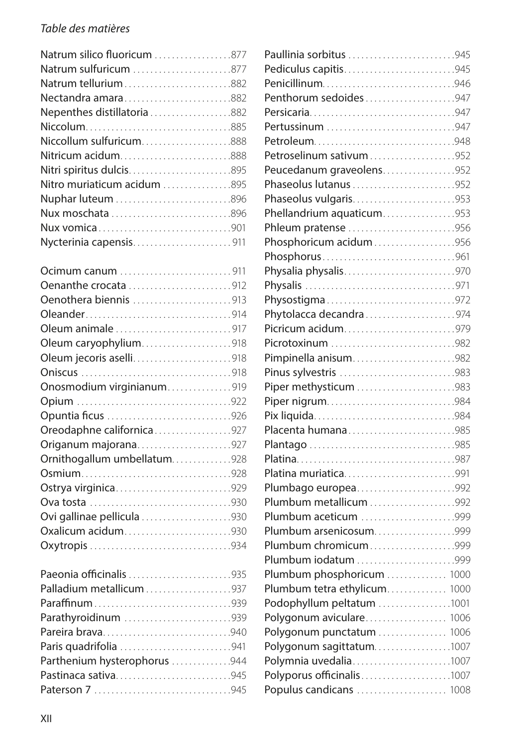*Table des matières*

Natrum silico fluoricum ..... 877
Natrum sulfuricum ..... 877
Natrum tellurium ..... 882
Nectandra amara ..... 882
Nepenthes distillatoria ..... 882
Niccolum ..... 885
Niccollum sulfuricum ..... 888
Nitricum acidum ..... 888
Nitri spiritus dulcis ..... 895
Nitro muriaticum acidum ..... 895
Nuphar luteum ..... 896
Nux moschata ..... 896
Nux vomica ..... 901
Nycterinia capensis ..... 911

Ocimum canum ..... 911
Oenanthe crocata ..... 912
Oenothera biennis ..... 913
Oleander ..... 914
Oleum animale ..... 917
Oleum caryophylium ..... 918
Oleum jecoris aselli ..... 918
Oniscus ..... 918
Onosmodium virginianum ..... 919
Opium ..... 922
Opuntia ficus ..... 926
Oreodaphne californica ..... 927
Origanum majorana ..... 927
Ornithogallum umbellatum ..... 928
Osmium ..... 928
Ostrya virginica ..... 929
Ova tosta ..... 930
Ovi gallinae pellicula ..... 930
Oxalicum acidum ..... 930
Oxytropis ..... 934

Paeonia officinalis ..... 935
Palladium metallicum ..... 937
Paraffinum ..... 939
Parathyroidinum ..... 939
Pareira brava ..... 940
Paris quadrifolia ..... 941
Parthenium hysterophorus ..... 944
Pastinaca sativa ..... 945
Paterson 7 ..... 945
Paullinia sorbitus ..... 945
Pediculus capitis ..... 945
Penicillinum ..... 946
Penthorum sedoides ..... 947
Persicaria ..... 947
Pertussinum ..... 947
Petroleum ..... 948
Petroselinum sativum ..... 952
Peucedanum graveolens ..... 952
Phaseolus lutanus ..... 952
Phaseolus vulgaris ..... 953
Phellandrium aquaticum ..... 953
Phleum pratense ..... 956
Phosphoricum acidum ..... 956
Phosphorus ..... 961
Physalia physalis ..... 970
Physalis ..... 971
Physostigma ..... 972
Phytolacca decandra ..... 974
Picricum acidum ..... 979
Picrotoxinum ..... 982
Pimpinella anisum ..... 982
Pinus sylvestris ..... 983
Piper methysticum ..... 983
Piper nigrum ..... 984
Pix liquida ..... 984
Placenta humana ..... 985
Plantago ..... 985
Platina ..... 987
Platina muriatica ..... 991
Plumbago europea ..... 992
Plumbum metallicum ..... 992
Plumbum aceticum ..... 999
Plumbum arsenicosum ..... 999
Plumbum chromicum ..... 999
Plumbum iodatum ..... 999
Plumbum phosphoricum ..... 1000
Plumbum tetra ethylicum ..... 1000
Podophyllum peltatum ..... 1001
Polygonum aviculare ..... 1006
Polygonum punctatum ..... 1006
Polygonum sagittatum ..... 1007
Polymnia uvedalia ..... 1007
Polyporus officinalis ..... 1007
Populus candicans ..... 1008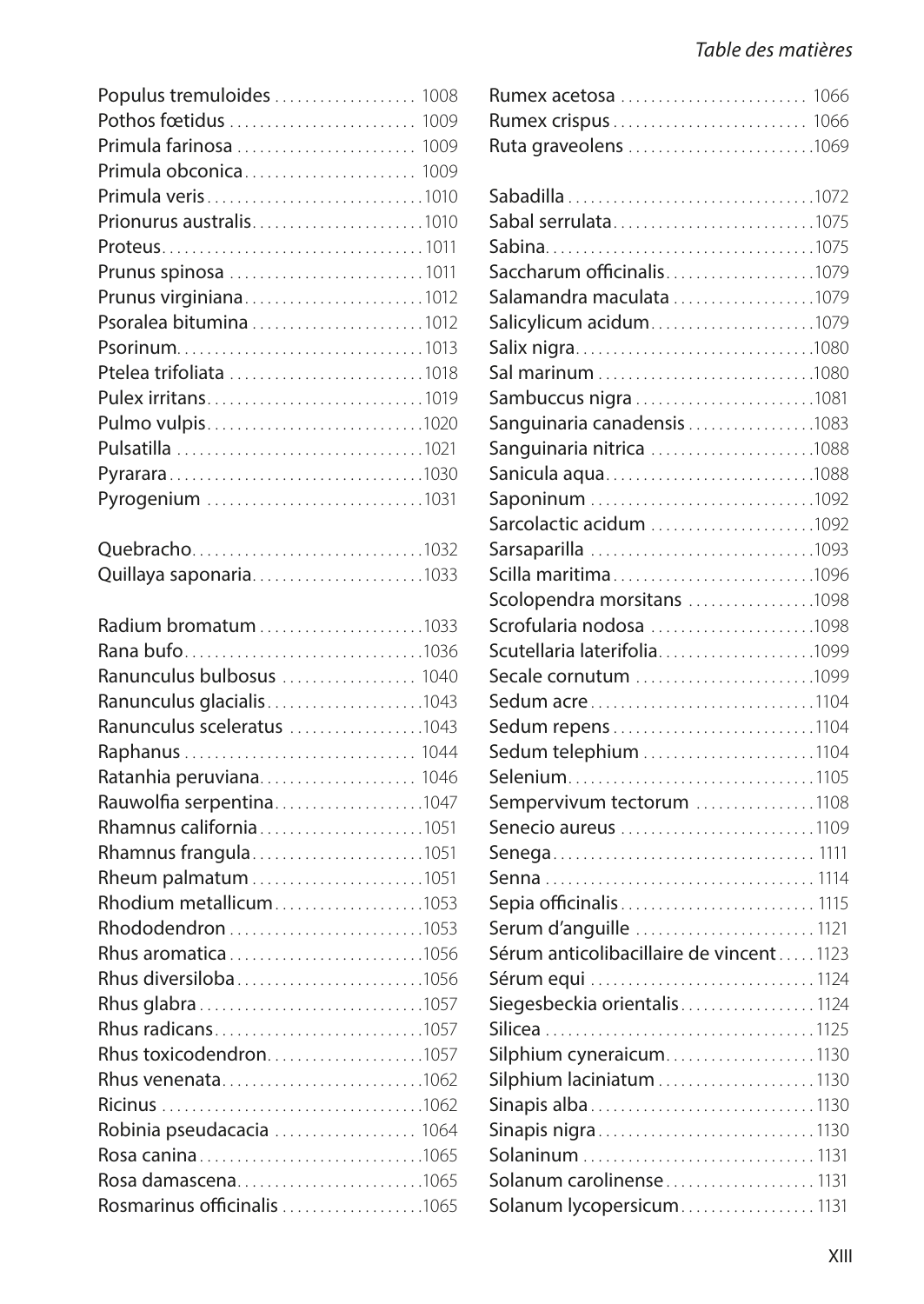Populus tremuloides ................... 1008
Pothos fœtidus ......................... 1009
Primula farinosa ........................ 1009
Primula obconica........................ 1009
Primula veris.............................1010
Prionurus australis.......................1010
Proteus..................................1011
Prunus spinosa ..........................1011
Prunus virginiana........................1012
Psoralea bitumina .......................1012
Psorinum.................................1013
Ptelea trifoliata ..........................1018
Pulex irritans.............................1019
Pulmo vulpis.............................1020
Pulsatilla .................................1021
Pyrarara..................................1030
Pyrogenium .............................1031

Quebracho...............................1032
Quillaya saponaria.......................1033

Radium bromatum ......................1033
Rana bufo................................1036
Ranunculus bulbosus .................. 1040
Ranunculus glacialis.....................1043
Ranunculus sceleratus ..................1043
Raphanus ............................... 1044
Ratanhia peruviana..................... 1046
Rauwolfia serpentina....................1047
Rhamnus california......................1051
Rhamnus frangula.......................1051
Rheum palmatum .......................1051
Rhodium metallicum....................1053
Rhododendron ..........................1053
Rhus aromatica ..........................1056
Rhus diversiloba.........................1056
Rhus glabra ..............................1057
Rhus radicans............................1057
Rhus toxicodendron.....................1057
Rhus venenata...........................1062
Ricinus ...................................1062
Robinia pseudacacia ................... 1064
Rosa canina..............................1065
Rosa damascena.........................1065
Rosmarinus officinalis ...................1065

Rumex acetosa ......................... 1066
Rumex crispus .......................... 1066
Ruta graveolens .........................1069

Sabadilla .................................1072
Sabal serrulata...........................1075
Sabina....................................1075
Saccharum officinalis....................1079
Salamandra maculata ...................1079
Salicylicum acidum......................1079
Salix nigra................................1080
Sal marinum .............................1080
Sambuccus nigra ........................1081
Sanguinaria canadensis .................1083
Sanguinaria nitrica ......................1088
Sanicula aqua............................1088
Saponinum ..............................1092
Sarcolactic acidum ......................1092
Sarsaparilla ..............................1093
Scilla maritima...........................1096
Scolopendra morsitans .................1098
Scrofularia nodosa ......................1098
Scutellaria laterifolia.....................1099
Secale cornutum ........................1099
Sedum acre ..............................1104
Sedum repens ...........................1104
Sedum telephium .......................1104
Selenium.................................1105
Sempervivum tectorum ................1108
Senecio aureus ..........................1109
Senega................................... 1111
Senna .................................... 1114
Sepia officinalis.......................... 1115
Serum d'anguille ........................ 1121
Sérum anticolibacillaire de vincent..... 1123
Sérum equi .............................. 1124
Siegesbeckia orientalis.................. 1124
Silicea .................................... 1125
Silphium cyneraicum.................... 1130
Silphium laciniatum ..................... 1130
Sinapis alba .............................. 1130
Sinapis nigra............................. 1130
Solaninum ............................... 1131
Solanum carolinense .................... 1131
Solanum lycopersicum.................. 1131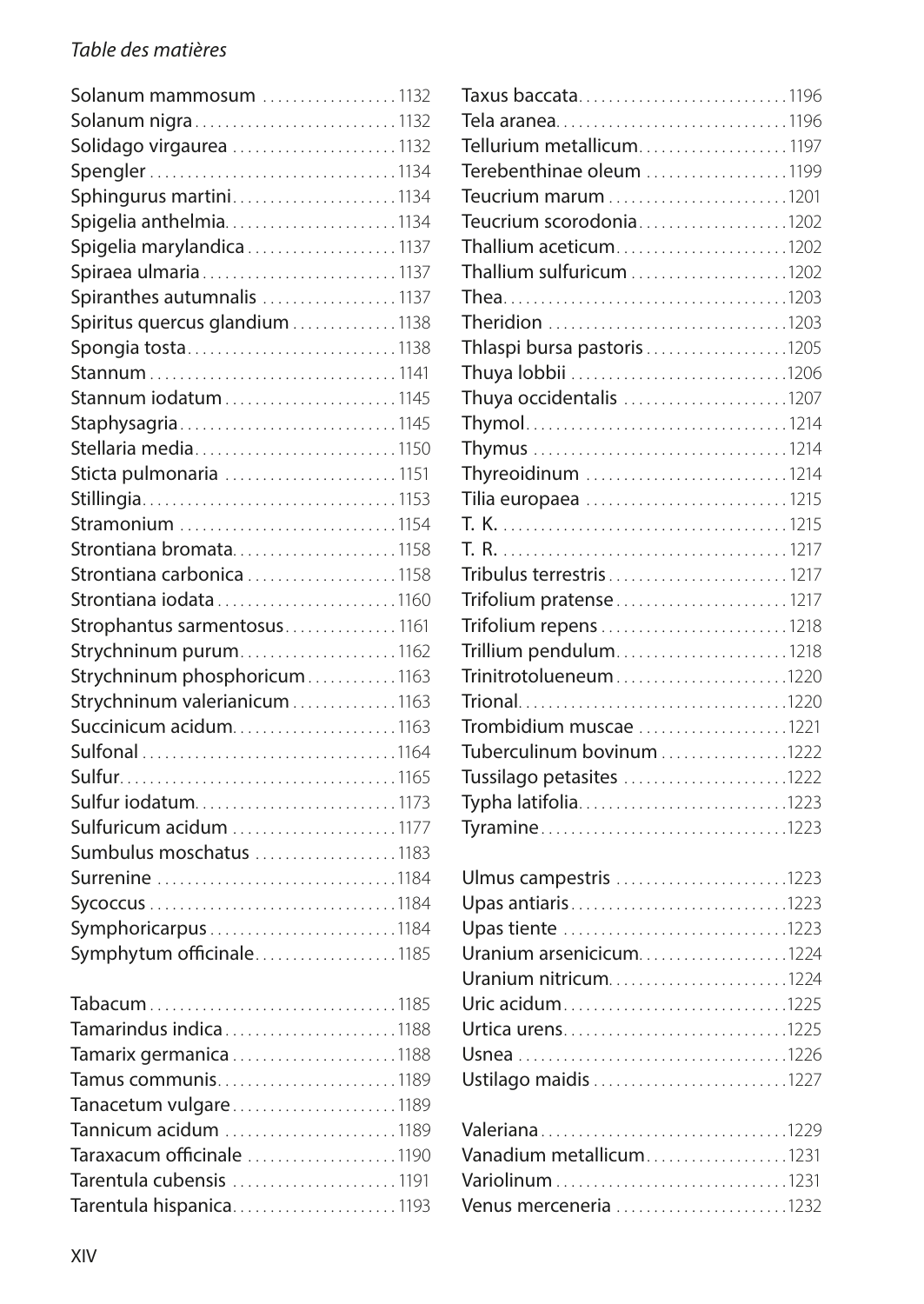Solanum mammosum . . . . . . . . . . . . . . . . . 1132
Solanum nigra . . . . . . . . . . . . . . . . . . . . . . . . . . 1132
Solidago virgaurea . . . . . . . . . . . . . . . . . . . . . 1132
Spengler . . . . . . . . . . . . . . . . . . . . . . . . . . . . . . . . 1134
Sphingurus martini . . . . . . . . . . . . . . . . . . . . . 1134
Spigelia anthelmia . . . . . . . . . . . . . . . . . . . . . . 1134
Spigelia marylandica . . . . . . . . . . . . . . . . . . . 1137
Spiraea ulmaria . . . . . . . . . . . . . . . . . . . . . . . . . 1137
Spiranthes autumnalis . . . . . . . . . . . . . . . . . 1137
Spiritus quercus glandium . . . . . . . . . . . . . 1138
Spongia tosta . . . . . . . . . . . . . . . . . . . . . . . . . . . 1138
Stannum . . . . . . . . . . . . . . . . . . . . . . . . . . . . . . . . 1141
Stannum iodatum . . . . . . . . . . . . . . . . . . . . . . 1145
Staphysagria . . . . . . . . . . . . . . . . . . . . . . . . . . . . 1145
Stellaria media . . . . . . . . . . . . . . . . . . . . . . . . . . 1150
Sticta pulmonaria . . . . . . . . . . . . . . . . . . . . . . 1151
Stillingia . . . . . . . . . . . . . . . . . . . . . . . . . . . . . . . . . 1153
Stramonium . . . . . . . . . . . . . . . . . . . . . . . . . . . . 1154
Strontiana bromata . . . . . . . . . . . . . . . . . . . . . 1158
Strontiana carbonica . . . . . . . . . . . . . . . . . . . 1158
Strontiana iodata . . . . . . . . . . . . . . . . . . . . . . . 1160
Strophantus sarmentosus . . . . . . . . . . . . . . 1161
Strychninum purum . . . . . . . . . . . . . . . . . . . . 1162
Strychninum phosphoricum . . . . . . . . . . . 1163
Strychninum valerianicum . . . . . . . . . . . . . 1163
Succinicum acidum . . . . . . . . . . . . . . . . . . . . . 1163
Sulfonal . . . . . . . . . . . . . . . . . . . . . . . . . . . . . . . . . 1164
Sulfur . . . . . . . . . . . . . . . . . . . . . . . . . . . . . . . . . . . . 1165
Sulfur iodatum . . . . . . . . . . . . . . . . . . . . . . . . . . 1173
Sulfuricum acidum . . . . . . . . . . . . . . . . . . . . . 1177
Sumbulus moschatus . . . . . . . . . . . . . . . . . . 1183
Surrenine . . . . . . . . . . . . . . . . . . . . . . . . . . . . . . . 1184
Sycoccus . . . . . . . . . . . . . . . . . . . . . . . . . . . . . . . . 1184
Symphoricarpus . . . . . . . . . . . . . . . . . . . . . . . . 1184
Symphytum officinale . . . . . . . . . . . . . . . . . . 1185

Tabacum . . . . . . . . . . . . . . . . . . . . . . . . . . . . . . . . 1185
Tamarindus indica . . . . . . . . . . . . . . . . . . . . . . 1188
Tamarix germanica . . . . . . . . . . . . . . . . . . . . . 1188
Tamus communis . . . . . . . . . . . . . . . . . . . . . . . 1189
Tanacetum vulgare . . . . . . . . . . . . . . . . . . . . . 1189
Tannicum acidum . . . . . . . . . . . . . . . . . . . . . . 1189
Taraxacum officinale . . . . . . . . . . . . . . . . . . . 1190
Tarentula cubensis . . . . . . . . . . . . . . . . . . . . . 1191
Tarentula hispanica . . . . . . . . . . . . . . . . . . . . . 1193
Taxus baccata . . . . . . . . . . . . . . . . . . . . . . . . . . . 1196
Tela aranea . . . . . . . . . . . . . . . . . . . . . . . . . . . . . . 1196
Tellurium metallicum . . . . . . . . . . . . . . . . . . . 1197
Terebenthinae oleum . . . . . . . . . . . . . . . . . . 1199
Teucrium marum . . . . . . . . . . . . . . . . . . . . . . . 1201
Teucrium scorodonia . . . . . . . . . . . . . . . . . . . 1202
Thallium aceticum . . . . . . . . . . . . . . . . . . . . . . 1202
Thallium sulfuricum . . . . . . . . . . . . . . . . . . . . 1202
Thea . . . . . . . . . . . . . . . . . . . . . . . . . . . . . . . . . . . . . 1203
Theridion . . . . . . . . . . . . . . . . . . . . . . . . . . . . . . . 1203
Thlaspi bursa pastoris . . . . . . . . . . . . . . . . . . 1205
Thuya lobbii . . . . . . . . . . . . . . . . . . . . . . . . . . . . 1206
Thuya occidentalis . . . . . . . . . . . . . . . . . . . . . 1207
Thymol . . . . . . . . . . . . . . . . . . . . . . . . . . . . . . . . . . 1214
Thymus . . . . . . . . . . . . . . . . . . . . . . . . . . . . . . . . . 1214
Thyreoidinum . . . . . . . . . . . . . . . . . . . . . . . . . . 1214
Tilia europaea . . . . . . . . . . . . . . . . . . . . . . . . . . 1215
T. K. . . . . . . . . . . . . . . . . . . . . . . . . . . . . . . . . . . . . . 1215
T. R. . . . . . . . . . . . . . . . . . . . . . . . . . . . . . . . . . . . . . 1217
Tribulus terrestris . . . . . . . . . . . . . . . . . . . . . . . 1217
Trifolium pratense . . . . . . . . . . . . . . . . . . . . . . 1217
Trifolium repens . . . . . . . . . . . . . . . . . . . . . . . . 1218
Trillium pendulum . . . . . . . . . . . . . . . . . . . . . . 1218
Trinitrotolueneum . . . . . . . . . . . . . . . . . . . . . . 1220
Trional . . . . . . . . . . . . . . . . . . . . . . . . . . . . . . . . . . . 1220
Trombidium muscae . . . . . . . . . . . . . . . . . . . 1221
Tuberculinum bovinum . . . . . . . . . . . . . . . . 1222
Tussilago petasites . . . . . . . . . . . . . . . . . . . . . 1222
Typha latifolia . . . . . . . . . . . . . . . . . . . . . . . . . . . 1223
Tyramine . . . . . . . . . . . . . . . . . . . . . . . . . . . . . . . . 1223

Ulmus campestris . . . . . . . . . . . . . . . . . . . . . . 1223
Upas antiaris . . . . . . . . . . . . . . . . . . . . . . . . . . . . 1223
Upas tiente . . . . . . . . . . . . . . . . . . . . . . . . . . . . . 1223
Uranium arsenicicum . . . . . . . . . . . . . . . . . . . 1224
Uranium nitricum . . . . . . . . . . . . . . . . . . . . . . . 1224
Uric acidum . . . . . . . . . . . . . . . . . . . . . . . . . . . . . 1225
Urtica urens . . . . . . . . . . . . . . . . . . . . . . . . . . . . . 1225
Usnea . . . . . . . . . . . . . . . . . . . . . . . . . . . . . . . . . . . 1226
Ustilago maidis . . . . . . . . . . . . . . . . . . . . . . . . . . 1227

Valeriana . . . . . . . . . . . . . . . . . . . . . . . . . . . . . . . . 1229
Vanadium metallicum . . . . . . . . . . . . . . . . . . 1231
Variolinum . . . . . . . . . . . . . . . . . . . . . . . . . . . . . . 1231
Venus merceneria . . . . . . . . . . . . . . . . . . . . . . 1232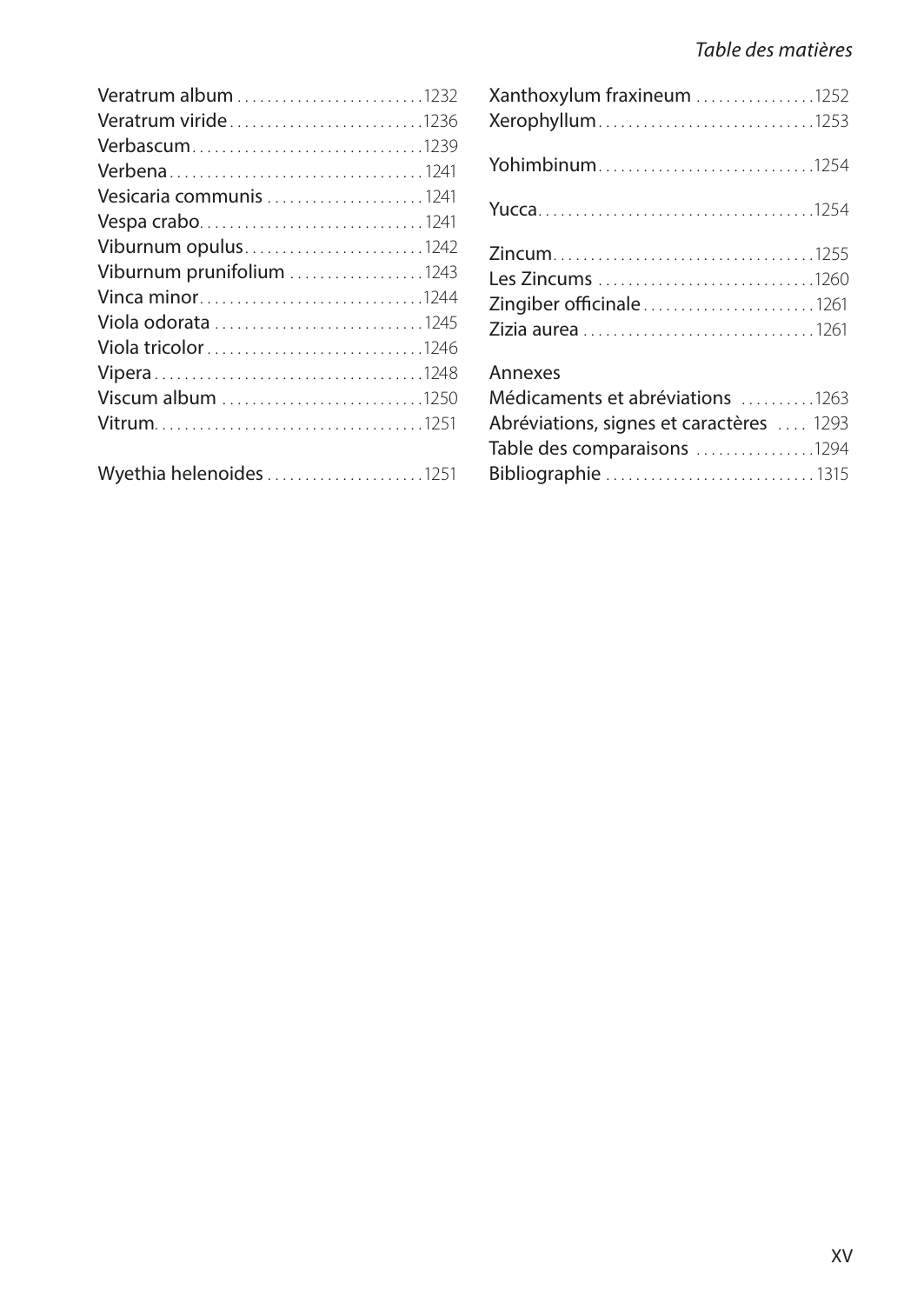Veratrum album . . . . . . . . . . . . . . . . . . . . . . . . . 1232
Veratrum viride . . . . . . . . . . . . . . . . . . . . . . . . . . 1236
Verbascum . . . . . . . . . . . . . . . . . . . . . . . . . . . . . . 1239
Verbena . . . . . . . . . . . . . . . . . . . . . . . . . . . . . . . . . 1241
Vesicaria communis . . . . . . . . . . . . . . . . . . . . . 1241
Vespa crabo . . . . . . . . . . . . . . . . . . . . . . . . . . . . . 1241
Viburnum opulus . . . . . . . . . . . . . . . . . . . . . . . . 1242
Viburnum prunifolium . . . . . . . . . . . . . . . . . . 1243
Vinca minor . . . . . . . . . . . . . . . . . . . . . . . . . . . . . 1244
Viola odorata . . . . . . . . . . . . . . . . . . . . . . . . . . . . 1245
Viola tricolor . . . . . . . . . . . . . . . . . . . . . . . . . . . . 1246
Vipera . . . . . . . . . . . . . . . . . . . . . . . . . . . . . . . . . . . 1248
Viscum album . . . . . . . . . . . . . . . . . . . . . . . . . . . 1250
Vitrum . . . . . . . . . . . . . . . . . . . . . . . . . . . . . . . . . . . 1251

Wyethia helenoides . . . . . . . . . . . . . . . . . . . . . 1251

Xanthoxylum fraxineum . . . . . . . . . . . . . . . . 1252
Xerophyllum . . . . . . . . . . . . . . . . . . . . . . . . . . . . 1253

Yohimbinum . . . . . . . . . . . . . . . . . . . . . . . . . . . . 1254

Yucca . . . . . . . . . . . . . . . . . . . . . . . . . . . . . . . . . . . . 1254

Zincum . . . . . . . . . . . . . . . . . . . . . . . . . . . . . . . . . . 1255
Les Zincums . . . . . . . . . . . . . . . . . . . . . . . . . . . . . 1260
Zingiber officinale . . . . . . . . . . . . . . . . . . . . . . . 1261
Zizia aurea . . . . . . . . . . . . . . . . . . . . . . . . . . . . . . . 1261

Annexes
Médicaments et abréviations . . . . . . . . . . 1263
Abréviations, signes et caractères . . . . 1293
Table des comparaisons . . . . . . . . . . . . . . . . 1294
Bibliographie . . . . . . . . . . . . . . . . . . . . . . . . . . . . 1315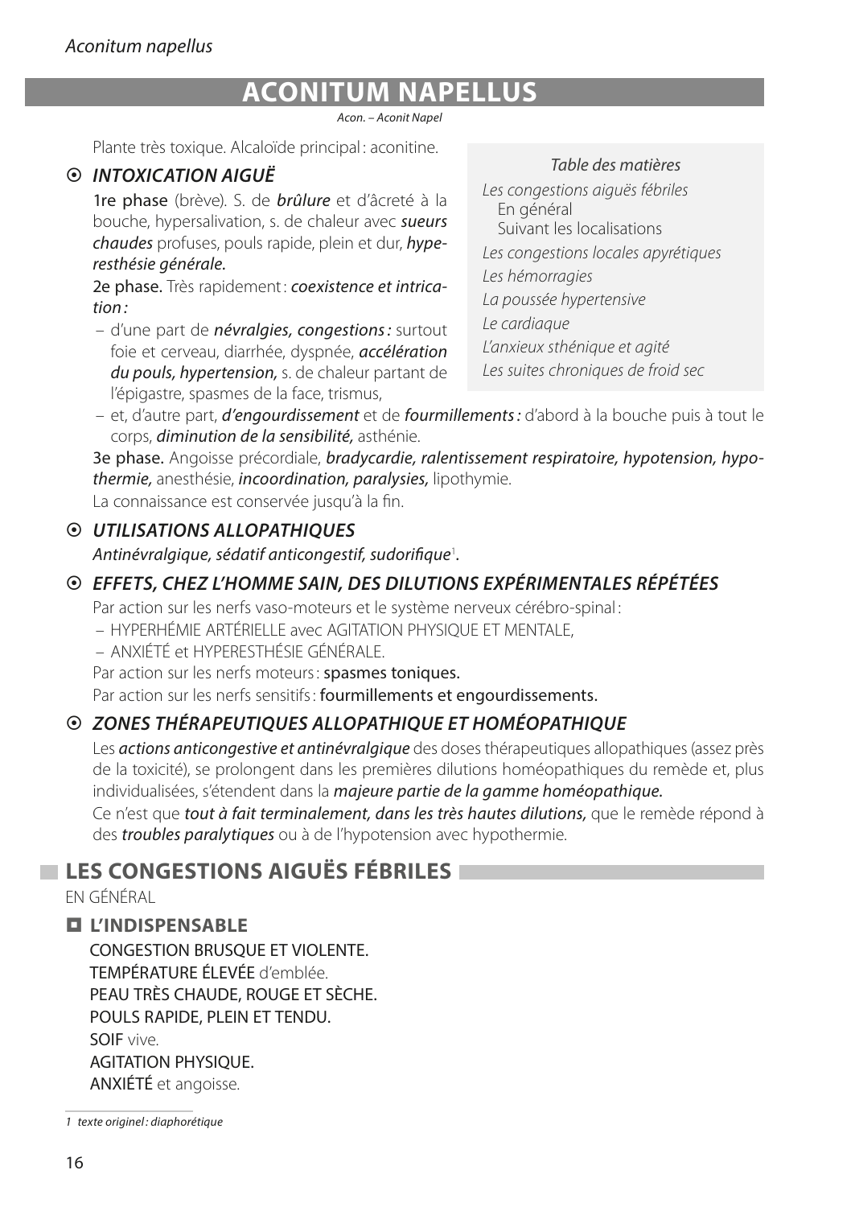# ACONITUM NAPELLUS

*Acon. – Aconit Napel*

Plante très toxique. Alcaloïde principal : aconitine.

*Table des matières*

*Les congestions aiguës fébriles*
- En général
- Suivant les localisations

*Les congestions locales apyrétiques*
*Les hémorragies*
*La poussée hypertensive*
*Le cardiaque*
*L'anxieux sthénique et agité*
*Les suites chroniques de froid sec*

### ⊙ *INTOXICATION AIGUË*

1re phase (brève). S. de ***brûlure*** et d'âcreté à la bouche, hypersalivation, s. de chaleur avec ***sueurs chaudes*** profuses, pouls rapide, plein et dur, ***hyperesthésie générale.***

2e phase. Très rapidement : ***coexistence et intrication :***

- d'une part de ***névralgies, congestions :*** surtout foie et cerveau, diarrhée, dyspnée, ***accélération du pouls, hypertension,*** s. de chaleur partant de l'épigastre, spasmes de la face, trismus,
- et, d'autre part, ***d'engourdissement*** et de ***fourmillements :*** d'abord à la bouche puis à tout le corps, ***diminution de la sensibilité,*** asthénie.

3e phase. Angoisse précordiale, ***bradycardie, ralentissement respiratoire, hypotension, hypothermie,*** anesthésie, ***incoordination, paralysies,*** lipothymie.

La connaissance est conservée jusqu'à la fin.

### ⊙ *UTILISATIONS ALLOPATHIQUES*

*Antinévralgique, sédatif anticongestif, sudorifique*[1].

### ⊙ *EFFETS, CHEZ L'HOMME SAIN, DES DILUTIONS EXPÉRIMENTALES RÉPÉTÉES*

Par action sur les nerfs vaso-moteurs et le système nerveux cérébro-spinal :

- HYPERHÉMIE ARTÉRIELLE avec AGITATION PHYSIQUE ET MENTALE,
- ANXIÉTÉ et HYPERESTHÉSIE GÉNÉRALE.

Par action sur les nerfs moteurs : spasmes toniques.

Par action sur les nerfs sensitifs : fourmillements et engourdissements.

### ⊙ *ZONES THÉRAPEUTIQUES ALLOPATHIQUE ET HOMÉOPATHIQUE*

Les ***actions anticongestive et antinévralgique*** des doses thérapeutiques allopathiques (assez près de la toxicité), se prolongent dans les premières dilutions homéopathiques du remède et, plus individualisées, s'étendent dans la ***majeure partie de la gamme homéopathique.***

Ce n'est que ***tout à fait terminalement, dans les très hautes dilutions,*** que le remède répond à des ***troubles paralytiques*** ou à de l'hypotension avec hypothermie.

## LES CONGESTIONS AIGUËS FÉBRILES

EN GÉNÉRAL

### ◘ L'INDISPENSABLE

CONGESTION BRUSQUE ET VIOLENTE.
TEMPÉRATURE ÉLEVÉE d'emblée.
PEAU TRÈS CHAUDE, ROUGE ET SÈCHE.
POULS RAPIDE, PLEIN ET TENDU.
SOIF vive.
AGITATION PHYSIQUE.
ANXIÉTÉ et angoisse.

---

[1] *texte original : diaphorétique*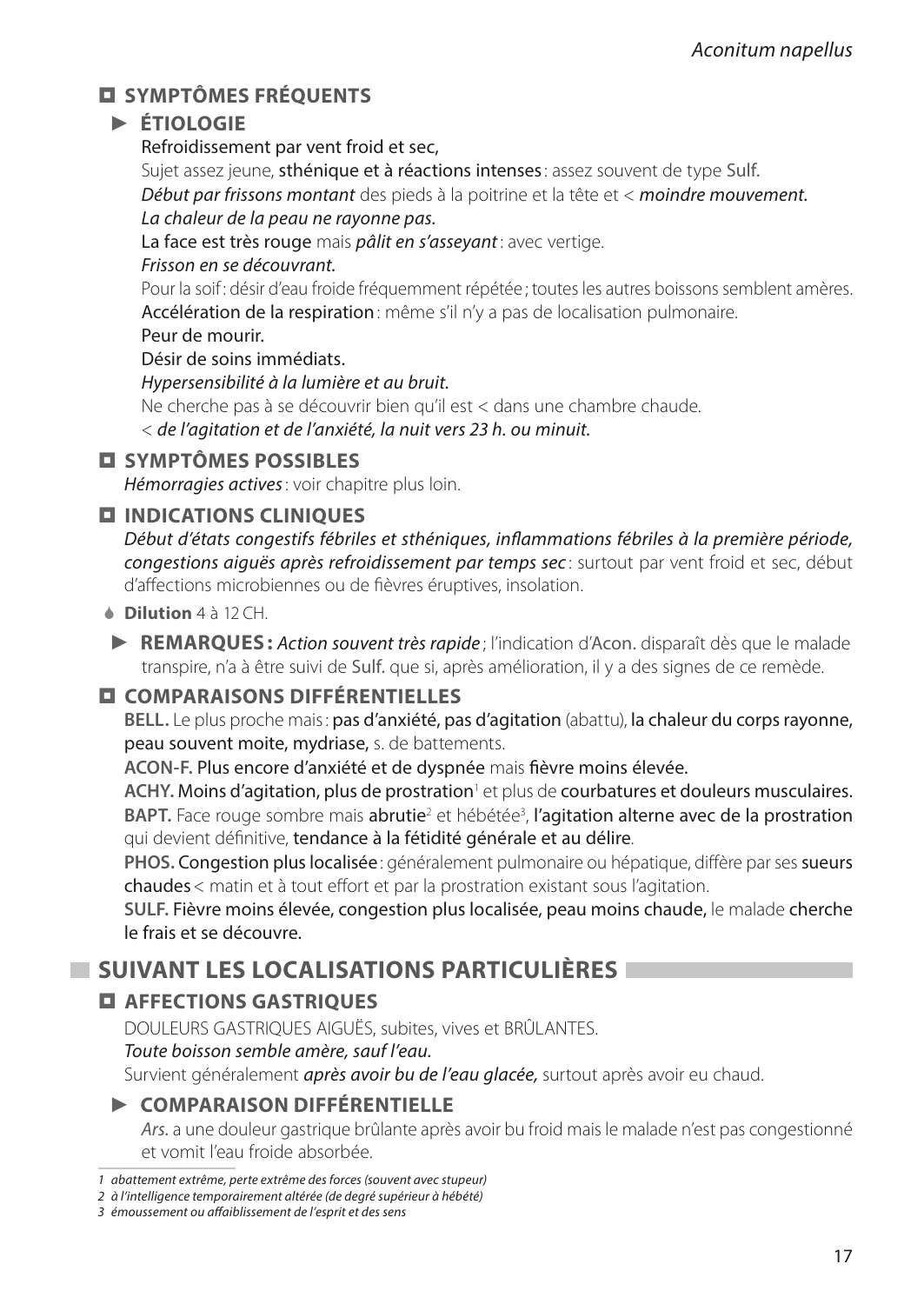### ◘ SYMPTÔMES FRÉQUENTS

#### ► ÉTIOLOGIE

**Refroidissement par vent froid et sec,**

Sujet assez jeune, **sthénique et à réactions intenses** : assez souvent de type Sulf.

*Début par frissons montant* des pieds à la poitrine et la tête et < *moindre mouvement.*

*La chaleur de la peau ne rayonne pas.*

**La face est très rouge** mais *pâlit en s'asseyant* : avec vertige.

*Frisson en se découvrant.*

Pour la soif : désir d'eau froide fréquemment répétée ; toutes les autres boissons semblent amères.

**Accélération de la respiration** : même s'il n'y a pas de localisation pulmonaire.

**Peur de mourir.**

**Désir de soins immédiats.**

*Hypersensibilité à la lumière et au bruit.*

Ne cherche pas à se découvrir bien qu'il est < dans une chambre chaude.

< *de l'agitation et de l'anxiété, la nuit vers 23 h. ou minuit.*

### ◘ SYMPTÔMES POSSIBLES

*Hémorragies actives* : voir chapitre plus loin.

### ◘ INDICATIONS CLINIQUES

*Début d'états congestifs fébriles et sthéniques, inflammations fébriles à la première période, congestions aiguës après refroidissement par temps sec* : surtout par vent froid et sec, début d'affections microbiennes ou de fièvres éruptives, insolation.

**Dilution** 4 à 12 CH.

► **REMARQUES :** *Action souvent très rapide* ; l'indication d'Acon. disparaît dès que le malade transpire, n'a à être suivi de Sulf. que si, après amélioration, il y a des signes de ce remède.

### ◘ COMPARAISONS DIFFÉRENTIELLES

**BELL.** Le plus proche mais : **pas d'anxiété, pas d'agitation** (abattu), **la chaleur du corps rayonne, peau souvent moite, mydriase,** s. de battements.

**ACON-F. Plus encore d'anxiété et de dyspnée** mais **fièvre moins élevée.**

**ACHY. Moins d'agitation, plus de prostration**[1] et plus de **courbatures et douleurs musculaires.**

**BAPT.** Face rouge sombre mais **abrutie**[2] et hébétée[3], **l'agitation alterne avec de la prostration** qui devient définitive, **tendance à la fétidité générale et au délire**.

**PHOS. Congestion plus localisée** : généralement pulmonaire ou hépatique, diffère par ses **sueurs chaudes** < matin et à tout effort et par la prostration existant sous l'agitation.

**SULF. Fièvre moins élevée, congestion plus localisée, peau moins chaude,** le malade **cherche le frais et se découvre.**

## SUIVANT LES LOCALISATIONS PARTICULIÈRES

### ◘ AFFECTIONS GASTRIQUES

DOULEURS GASTRIQUES AIGUËS, subites, vives et BRÛLANTES.

*Toute boisson semble amère, sauf l'eau.*

Survient généralement ***après avoir bu de l'eau glacée,*** surtout après avoir eu chaud.

#### ► COMPARAISON DIFFÉRENTIELLE

*Ars.* a une douleur gastrique brûlante après avoir bu froid mais le malade n'est pas congestionné et vomit l'eau froide absorbée.

---

*1 abattement extrême, perte extrême des forces (souvent avec stupeur)*

*2 à l'intelligence temporairement altérée (de degré supérieur à hébété)*

*3 émoussement ou affaiblissement de l'esprit et des sens*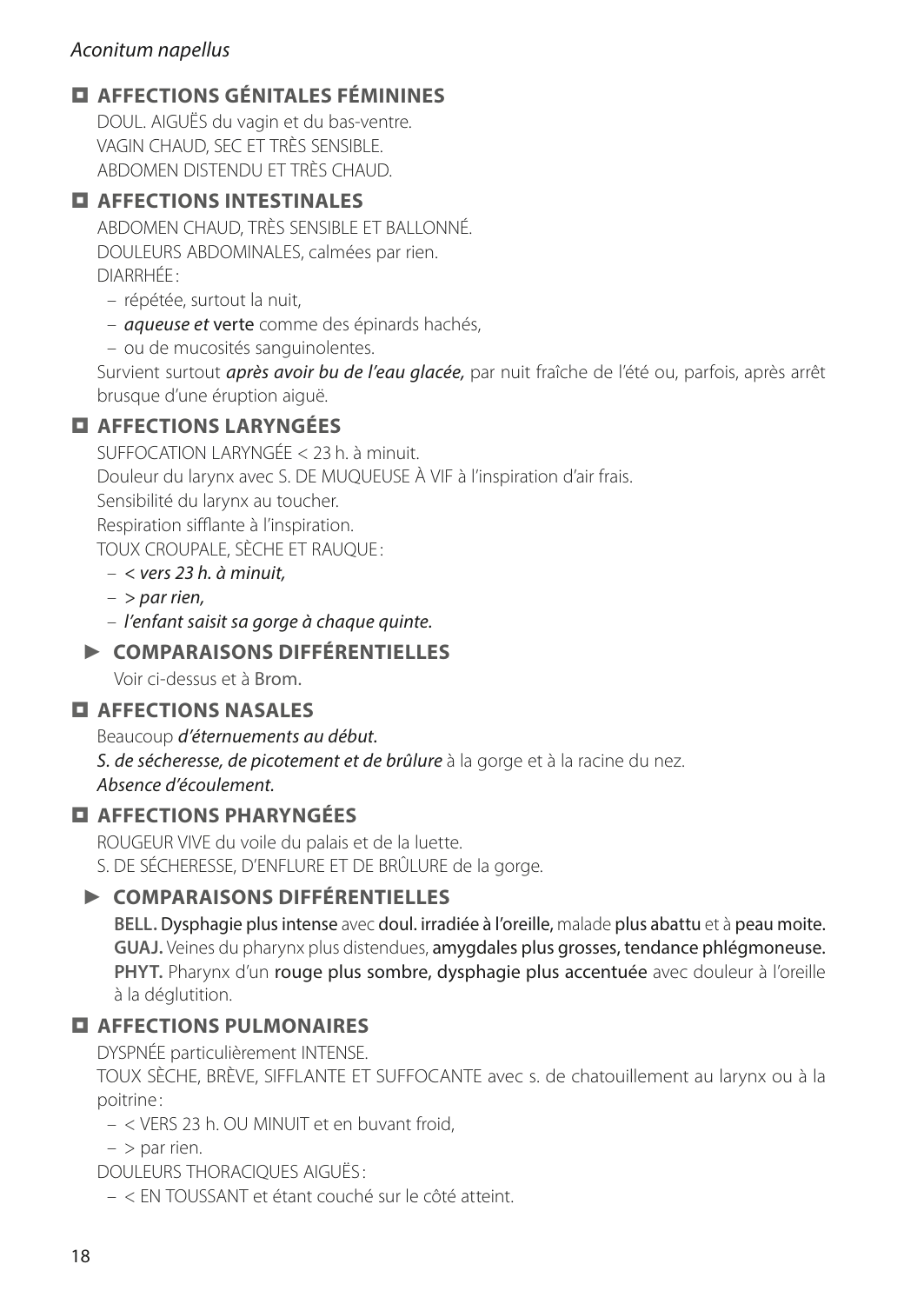## AFFECTIONS GÉNITALES FÉMININES

DOUL. AIGUËS du vagin et du bas-ventre.
VAGIN CHAUD, SEC ET TRÈS SENSIBLE.
ABDOMEN DISTENDU ET TRÈS CHAUD.

## AFFECTIONS INTESTINALES

ABDOMEN CHAUD, TRÈS SENSIBLE ET BALLONNÉ.
DOULEURS ABDOMINALES, calmées par rien.
DIARRHÉE :

- répétée, surtout la nuit,
- *aqueuse et* verte comme des épinards hachés,
- ou de mucosités sanguinolentes.

Survient surtout ***après avoir bu de l'eau glacée,*** par nuit fraîche de l'été ou, parfois, après arrêt brusque d'une éruption aiguë.

## AFFECTIONS LARYNGÉES

SUFFOCATION LARYNGÉE < 23 h. à minuit.
Douleur du larynx avec S. DE MUQUEUSE À VIF à l'inspiration d'air frais.
Sensibilité du larynx au toucher.
Respiration sifflante à l'inspiration.
TOUX CROUPALE, SÈCHE ET RAUQUE :

- *< vers 23 h. à minuit,*
- *> par rien,*
- *l'enfant saisit sa gorge à chaque quinte.*

### ► COMPARAISONS DIFFÉRENTIELLES

Voir ci-dessus et à Brom.

## AFFECTIONS NASALES

Beaucoup ***d'éternuements au début.***
***S. de sécheresse, de picotement et de brûlure*** à la gorge et à la racine du nez.
*Absence d'écoulement.*

## AFFECTIONS PHARYNGÉES

ROUGEUR VIVE du voile du palais et de la luette.
S. DE SÉCHERESSE, D'ENFLURE ET DE BRÛLURE de la gorge.

### ► COMPARAISONS DIFFÉRENTIELLES

**BELL.** Dysphagie plus intense avec doul. irradiée à l'oreille, malade plus abattu et à peau moite.
**GUAJ.** Veines du pharynx plus distendues, amygdales plus grosses, tendance phlégmoneuse.
**PHYT.** Pharynx d'un rouge plus sombre, dysphagie plus accentuée avec douleur à l'oreille à la déglutition.

## AFFECTIONS PULMONAIRES

DYSPNÉE particulièrement INTENSE.
TOUX SÈCHE, BRÈVE, SIFFLANTE ET SUFFOCANTE avec s. de chatouillement au larynx ou à la poitrine :

- < VERS 23 h. OU MINUIT et en buvant froid,
- > par rien.

DOULEURS THORACIQUES AIGUËS :

- < EN TOUSSANT et étant couché sur le côté atteint.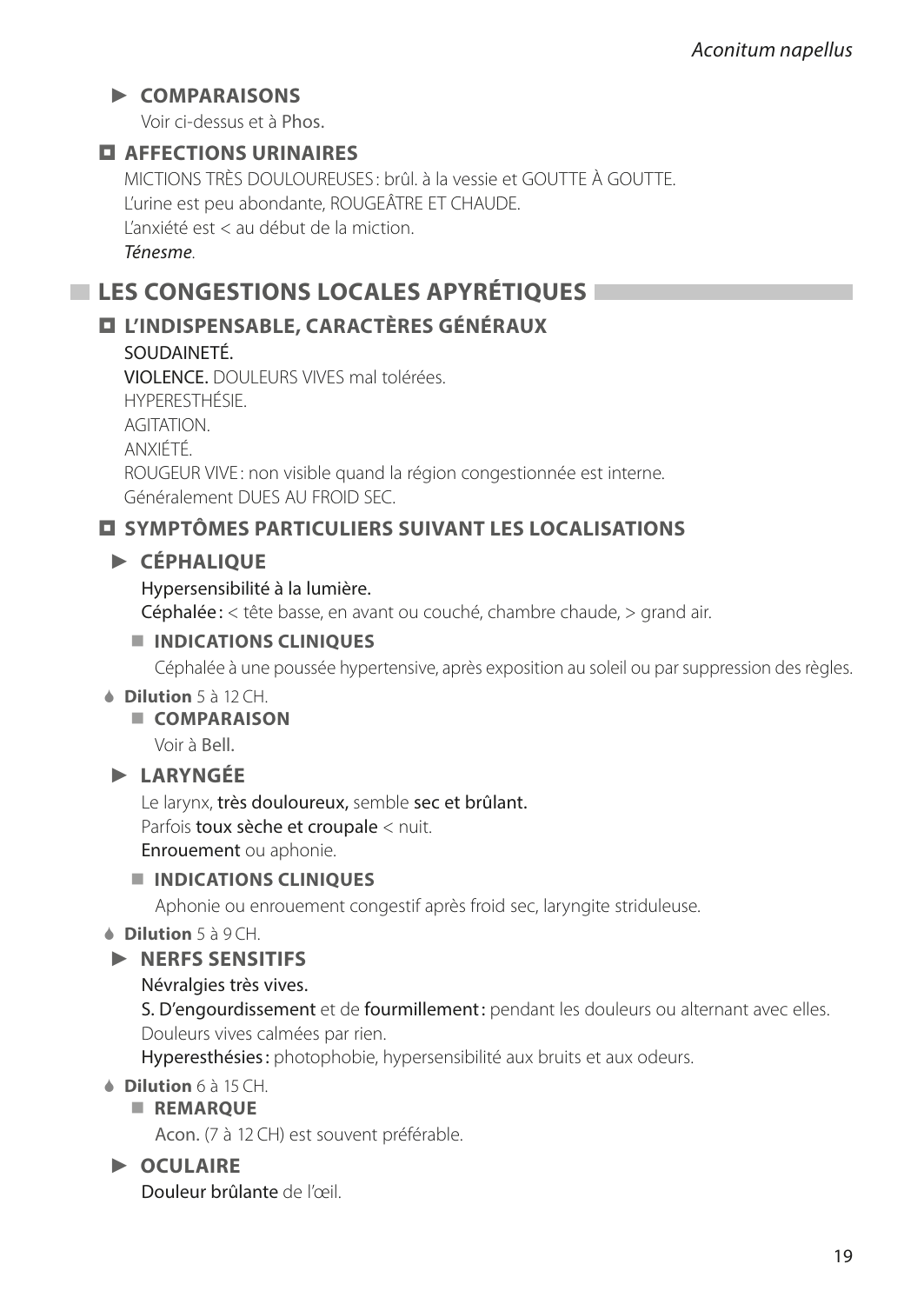#### ► COMPARAISONS

Voir ci-dessus et à Phos.

### ◘ AFFECTIONS URINAIRES

MICTIONS TRÈS DOULOUREUSES : brûl. à la vessie et GOUTTE À GOUTTE.
L'urine est peu abondante, ROUGEÂTRE ET CHAUDE.
L'anxiété est < au début de la miction.
*Ténesme*.

## LES CONGESTIONS LOCALES APYRÉTIQUES

### ◘ L'INDISPENSABLE, CARACTÈRES GÉNÉRAUX

SOUDAINETÉ.
VIOLENCE. DOULEURS VIVES mal tolérées.
HYPERESTHÉSIE.
AGITATION.
ANXIÉTÉ.
ROUGEUR VIVE : non visible quand la région congestionnée est interne.
Généralement DUES AU FROID SEC.

### ◘ SYMPTÔMES PARTICULIERS SUIVANT LES LOCALISATIONS

#### ► CÉPHALIQUE

Hypersensibilité à la lumière.
Céphalée : < tête basse, en avant ou couché, chambre chaude, > grand air.

##### ■ INDICATIONS CLINIQUES

Céphalée à une poussée hypertensive, après exposition au soleil ou par suppression des règles.

**Dilution** 5 à 12 CH.

##### ■ COMPARAISON

Voir à Bell.

#### ► LARYNGÉE

Le larynx, très douloureux, semble sec et brûlant.
Parfois toux sèche et croupale < nuit.
Enrouement ou aphonie.

##### ■ INDICATIONS CLINIQUES

Aphonie ou enrouement congestif après froid sec, laryngite striduleuse.

**Dilution** 5 à 9 CH.

#### ► NERFS SENSITIFS

Névralgies très vives.
S. D'engourdissement et de fourmillement : pendant les douleurs ou alternant avec elles.
Douleurs vives calmées par rien.
Hyperesthésies : photophobie, hypersensibilité aux bruits et aux odeurs.

**Dilution** 6 à 15 CH.

##### ■ REMARQUE

Acon. (7 à 12 CH) est souvent préférable.

#### ► OCULAIRE

Douleur brûlante de l'œil.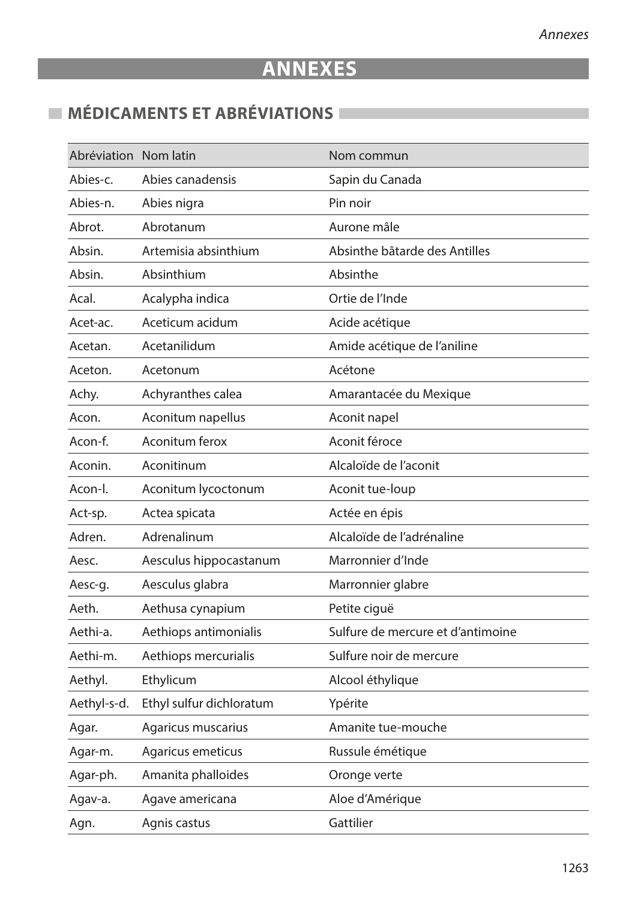# ANNEXES

## MÉDICAMENTS ET ABRÉVIATIONS

| Abréviation | Nom latin | Nom commun |
|---|---|---|
| Abies-c. | Abies canadensis | Sapin du Canada |
| Abies-n. | Abies nigra | Pin noir |
| Abrot. | Abrotanum | Aurone mâle |
| Absin. | Artemisia absinthium | Absinthe bâtarde des Antilles |
| Absin. | Absinthium | Absinthe |
| Acal. | Acalypha indica | Ortie de l'Inde |
| Acet-ac. | Aceticum acidum | Acide acétique |
| Acetan. | Acetanilidum | Amide acétique de l'aniline |
| Aceton. | Acetonum | Acétone |
| Achy. | Achyranthes calea | Amarantacée du Mexique |
| Acon. | Aconitum napellus | Aconit napel |
| Acon-f. | Aconitum ferox | Aconit féroce |
| Aconin. | Aconitinum | Alcaloïde de l'aconit |
| Acon-l. | Aconitum lycoctonum | Aconit tue-loup |
| Act-sp. | Actea spicata | Actée en épis |
| Adren. | Adrenalinum | Alcaloïde de l'adrénaline |
| Aesc. | Aesculus hippocastanum | Marronnier d'Inde |
| Aesc-g. | Aesculus glabra | Marronnier glabre |
| Aeth. | Aethusa cynapium | Petite ciguë |
| Aethi-a. | Aethiops antimonialis | Sulfure de mercure et d'antimoine |
| Aethi-m. | Aethiops mercurialis | Sulfure noir de mercure |
| Aethyl. | Ethylicum | Alcool éthylique |
| Aethyl-s-d. | Ethyl sulfur dichloratum | Ypérite |
| Agar. | Agaricus muscarius | Amanite tue-mouche |
| Agar-m. | Agaricus emeticus | Russule émétique |
| Agar-ph. | Amanita phalloides | Oronge verte |
| Agav-a. | Agave americana | Aloe d'Amérique |
| Agn. | Agnis castus | Gattilier |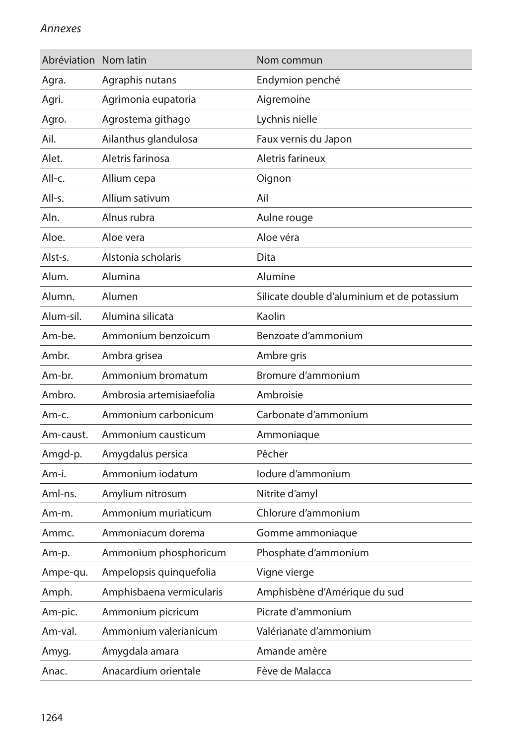| Abréviation | Nom latin | Nom commun |
|---|---|---|
| Agra. | Agraphis nutans | Endymion penché |
| Agri. | Agrimonia eupatoria | Aigremoine |
| Agro. | Agrostema githago | Lychnis nielle |
| Ail. | Ailanthus glandulosa | Faux vernis du Japon |
| Alet. | Aletris farinosa | Aletris farineux |
| All-c. | Allium cepa | Oignon |
| All-s. | Allium sativum | Ail |
| Aln. | Alnus rubra | Aulne rouge |
| Aloe. | Aloe vera | Aloe véra |
| Alst-s. | Alstonia scholaris | Dita |
| Alum. | Alumina | Alumine |
| Alumn. | Alumen | Silicate double d'aluminium et de potassium |
| Alum-sil. | Alumina silicata | Kaolin |
| Am-be. | Ammonium benzoicum | Benzoate d'ammonium |
| Ambr. | Ambra grisea | Ambre gris |
| Am-br. | Ammonium bromatum | Bromure d'ammonium |
| Ambro. | Ambrosia artemisiaefolia | Ambroisie |
| Am-c. | Ammonium carbonicum | Carbonate d'ammonium |
| Am-caust. | Ammonium causticum | Ammoniaque |
| Amgd-p. | Amygdalus persica | Pêcher |
| Am-i. | Ammonium iodatum | Iodure d'ammonium |
| Aml-ns. | Amylium nitrosum | Nitrite d'amyl |
| Am-m. | Ammonium muriaticum | Chlorure d'ammonium |
| Ammc. | Ammoniacum dorema | Gomme ammoniaque |
| Am-p. | Ammonium phosphoricum | Phosphate d'ammonium |
| Ampe-qu. | Ampelopsis quinquefolia | Vigne vierge |
| Amph. | Amphisbaena vermicularis | Amphisbène d'Amérique du sud |
| Am-pic. | Ammonium picricum | Picrate d'ammonium |
| Am-val. | Ammonium valerianicum | Valérianate d'ammonium |
| Amyg. | Amygdala amara | Amande amère |
| Anac. | Anacardium orientale | Fève de Malacca |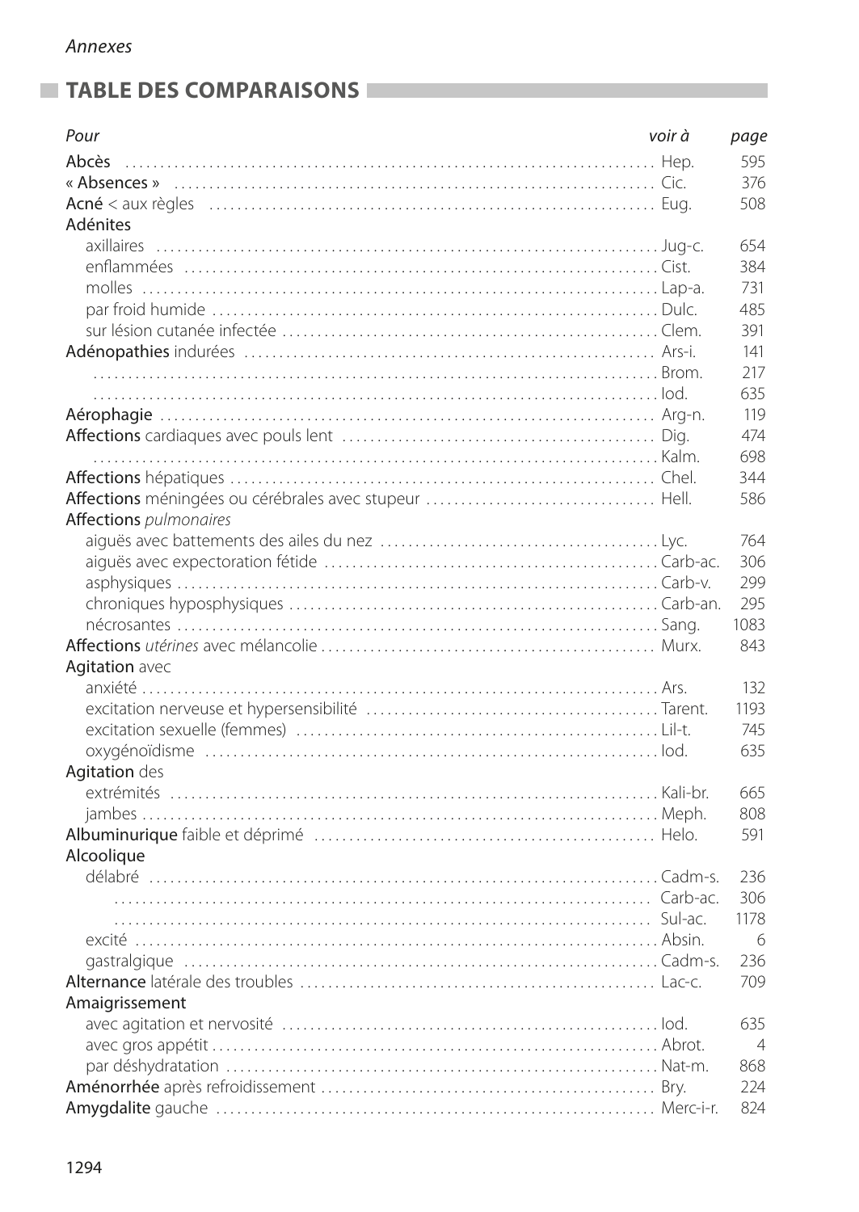## TABLE DES COMPARAISONS

| *Pour* | *voir à* | *page* |
|---|---|---|
| **Abcès** | Hep. | 595 |
| **« Absences »** | Cic. | 376 |
| **Acné** < aux règles | Eug. | 508 |
| **Adénites** | | |
| axillaires | Jug-c. | 654 |
| enflammées | Cist. | 384 |
| molles | Lap-a. | 731 |
| par froid humide | Dulc. | 485 |
| sur lésion cutanée infectée | Clem. | 391 |
| **Adénopathies** indurées | Ars-i. | 141 |
| | Brom. | 217 |
| | Iod. | 635 |
| **Aérophagie** | Arg-n. | 119 |
| **Affections** cardiaques avec pouls lent | Dig. | 474 |
| | Kalm. | 698 |
| **Affections** hépatiques | Chel. | 344 |
| **Affections** méningées ou cérébrales avec stupeur | Hell. | 586 |
| **Affections** *pulmonaires* | | |
| aiguës avec battements des ailes du nez | Lyc. | 764 |
| aiguës avec expectoration fétide | Carb-ac. | 306 |
| asphysiques | Carb-v. | 299 |
| chroniques hyposphysiques | Carb-an. | 295 |
| nécrosantes | Sang. | 1083 |
| **Affections** *utérines* avec mélancolie | Murx. | 843 |
| **Agitation** avec | | |
| anxiété | Ars. | 132 |
| excitation nerveuse et hypersensibilité | Tarent. | 1193 |
| excitation sexuelle (femmes) | Lil-t. | 745 |
| oxygénoïdisme | Iod. | 635 |
| **Agitation** des | | |
| extrémités | Kali-br. | 665 |
| jambes | Meph. | 808 |
| **Albuminurique** faible et déprimé | Helo. | 591 |
| **Alcoolique** | | |
| délabré | Cadm-s. | 236 |
| | Carb-ac. | 306 |
| | Sul-ac. | 1178 |
| excité | Absin. | 6 |
| gastralgique | Cadm-s. | 236 |
| **Alternance** latérale des troubles | Lac-c. | 709 |
| **Amaigrissement** | | |
| avec agitation et nervosité | Iod. | 635 |
| avec gros appétit | Abrot. | 4 |
| par déshydratation | Nat-m. | 868 |
| **Aménorrhée** après refroidissement | Bry. | 224 |
| **Amygdalite** gauche | Merc-i-r. | 824 |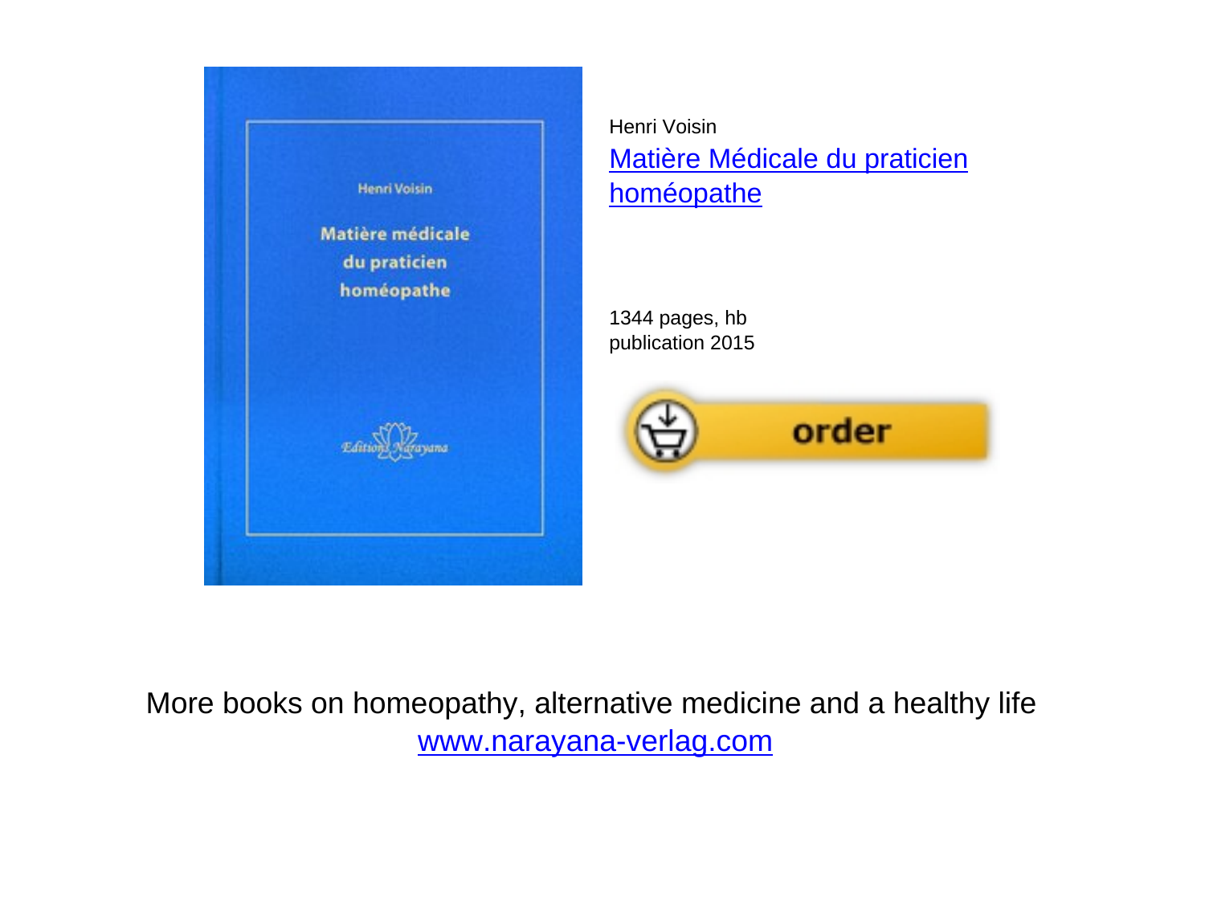Henri Voisin

Matière Médicale du praticien homéopathe

1344 pages, hb
publication 2015

order

More books on homeopathy, alternative medicine and a healthy life
www.narayana-verlag.com